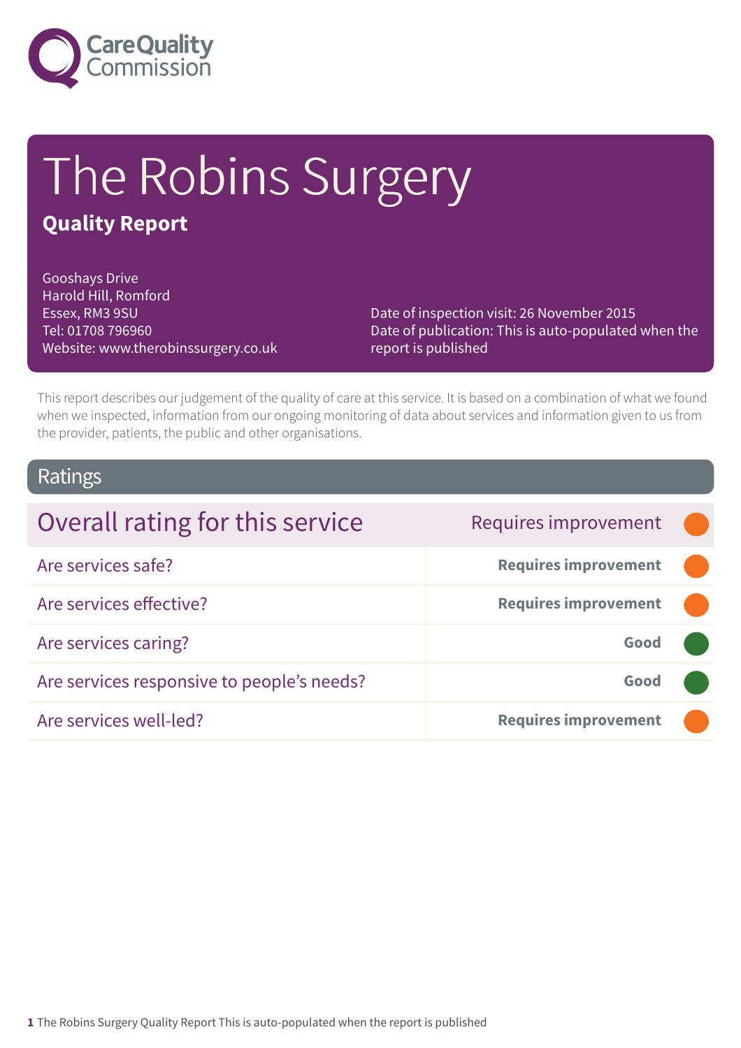Care Quality Commission

# The Robins Surgery

**Quality Report**

Gooshays Drive
Harold Hill, Romford
Essex, RM3 9SU
Tel: 01708 796960
Website: www.therobinssurgery.co.uk

Date of inspection visit: 26 November 2015
Date of publication: This is auto-populated when the report is published

This report describes our judgement of the quality of care at this service. It is based on a combination of what we found when we inspected, information from our ongoing monitoring of data about services and information given to us from the provider, patients, the public and other organisations.

## Ratings

| Overall rating for this service | Requires improvement |
|---|---|
| Are services safe? | **Requires improvement** |
| Are services effective? | **Requires improvement** |
| Are services caring? | **Good** |
| Are services responsive to people's needs? | **Good** |
| Are services well-led? | **Requires improvement** |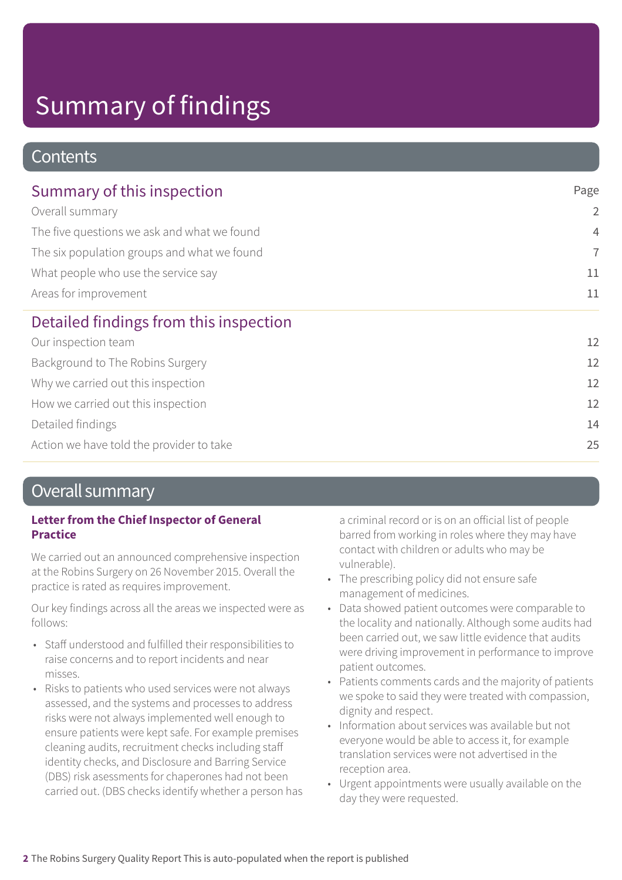# Summary of findings

## Contents

| Summary of this inspection | Page |
|---|---|
| Overall summary | 2 |
| The five questions we ask and what we found | 4 |
| The six population groups and what we found | 7 |
| What people who use the service say | 11 |
| Areas for improvement | 11 |

| Detailed findings from this inspection | |
|---|---|
| Our inspection team | 12 |
| Background to The Robins Surgery | 12 |
| Why we carried out this inspection | 12 |
| How we carried out this inspection | 12 |
| Detailed findings | 14 |
| Action we have told the provider to take | 25 |

## Overall summary

**Letter from the Chief Inspector of General Practice**

We carried out an announced comprehensive inspection at the Robins Surgery on 26 November 2015. Overall the practice is rated as requires improvement.

Our key findings across all the areas we inspected were as follows:

- Staff understood and fulfilled their responsibilities to raise concerns and to report incidents and near misses.
- Risks to patients who used services were not always assessed, and the systems and processes to address risks were not always implemented well enough to ensure patients were kept safe. For example premises cleaning audits, recruitment checks including staff identity checks, and Disclosure and Barring Service (DBS) risk asessments for chaperones had not been carried out. (DBS checks identify whether a person has a criminal record or is on an official list of people barred from working in roles where they may have contact with children or adults who may be vulnerable).
- The prescribing policy did not ensure safe management of medicines.
- Data showed patient outcomes were comparable to the locality and nationally. Although some audits had been carried out, we saw little evidence that audits were driving improvement in performance to improve patient outcomes.
- Patients comments cards and the majority of patients we spoke to said they were treated with compassion, dignity and respect.
- Information about services was available but not everyone would be able to access it, for example translation services were not advertised in the reception area.
- Urgent appointments were usually available on the day they were requested.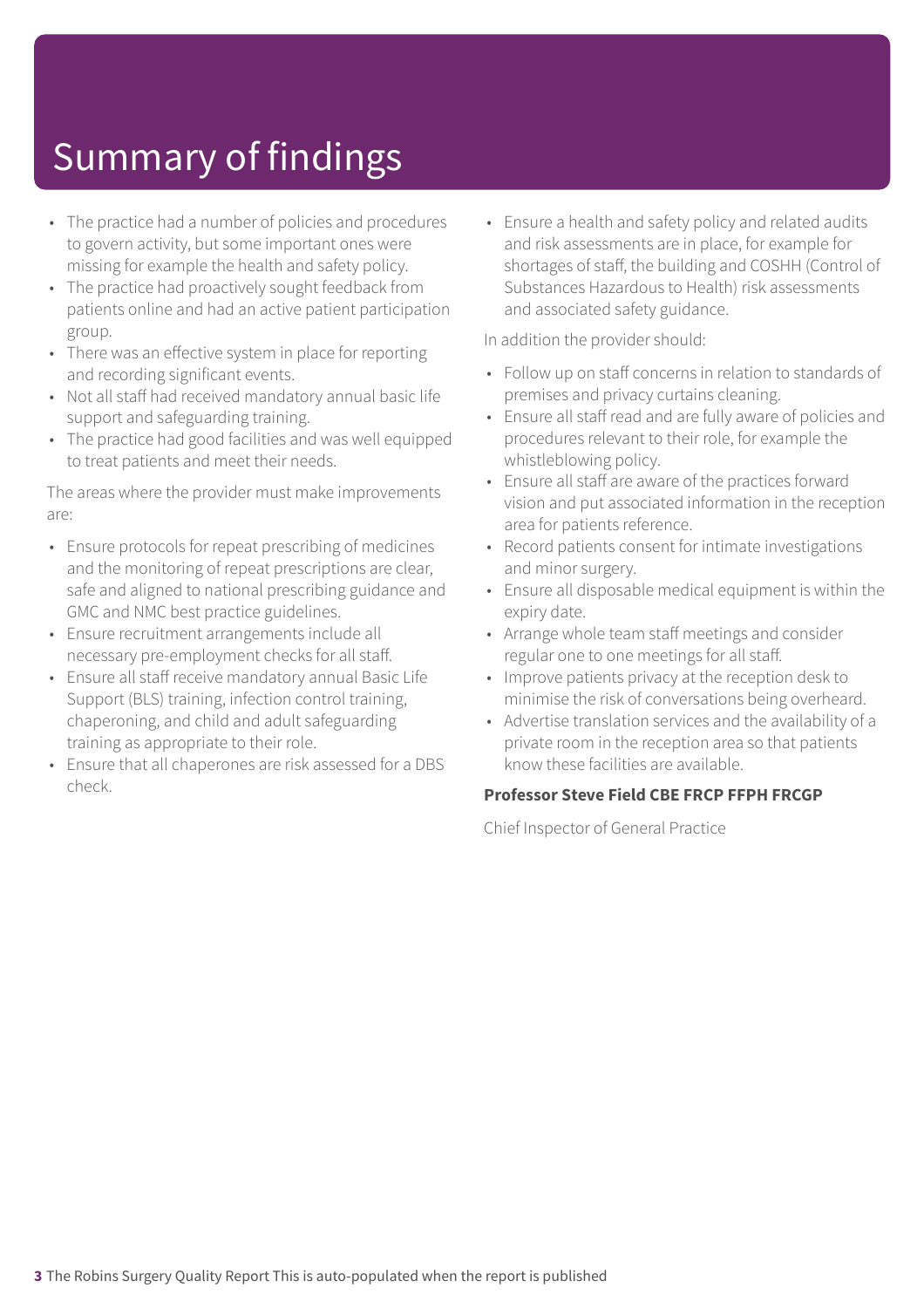# Summary of findings

- The practice had a number of policies and procedures to govern activity, but some important ones were missing for example the health and safety policy.
- The practice had proactively sought feedback from patients online and had an active patient participation group.
- There was an effective system in place for reporting and recording significant events.
- Not all staff had received mandatory annual basic life support and safeguarding training.
- The practice had good facilities and was well equipped to treat patients and meet their needs.

The areas where the provider must make improvements are:

- Ensure protocols for repeat prescribing of medicines and the monitoring of repeat prescriptions are clear, safe and aligned to national prescribing guidance and GMC and NMC best practice guidelines.
- Ensure recruitment arrangements include all necessary pre-employment checks for all staff.
- Ensure all staff receive mandatory annual Basic Life Support (BLS) training, infection control training, chaperoning, and child and adult safeguarding training as appropriate to their role.
- Ensure that all chaperones are risk assessed for a DBS check.
- Ensure a health and safety policy and related audits and risk assessments are in place, for example for shortages of staff, the building and COSHH (Control of Substances Hazardous to Health) risk assessments and associated safety guidance.

In addition the provider should:

- Follow up on staff concerns in relation to standards of premises and privacy curtains cleaning.
- Ensure all staff read and are fully aware of policies and procedures relevant to their role, for example the whistleblowing policy.
- Ensure all staff are aware of the practices forward vision and put associated information in the reception area for patients reference.
- Record patients consent for intimate investigations and minor surgery.
- Ensure all disposable medical equipment is within the expiry date.
- Arrange whole team staff meetings and consider regular one to one meetings for all staff.
- Improve patients privacy at the reception desk to minimise the risk of conversations being overheard.
- Advertise translation services and the availability of a private room in the reception area so that patients know these facilities are available.

**Professor Steve Field CBE FRCP FFPH FRCGP**

Chief Inspector of General Practice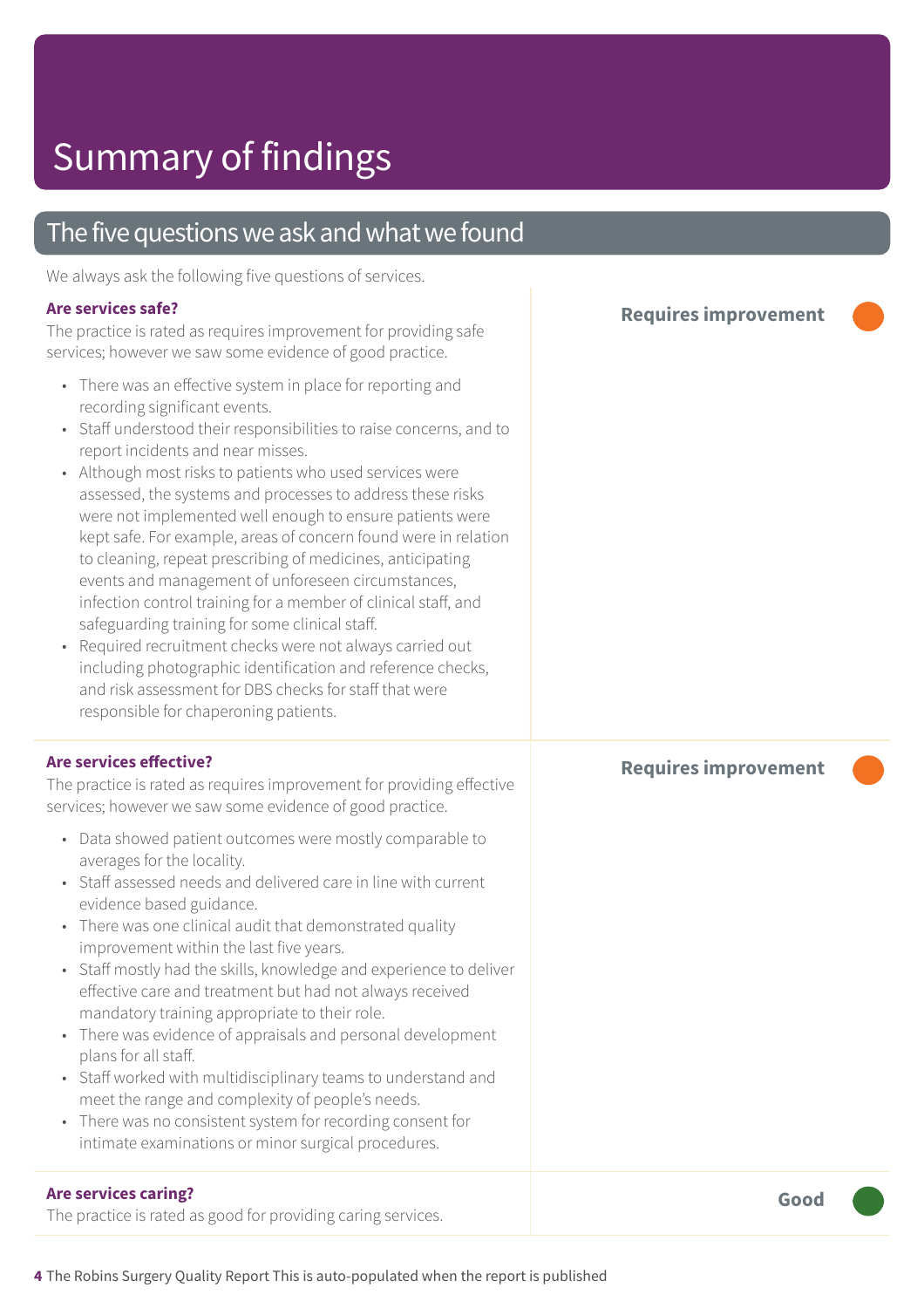# Summary of findings

## The five questions we ask and what we found

We always ask the following five questions of services.

### Are services safe?

**Requires improvement**

The practice is rated as requires improvement for providing safe services; however we saw some evidence of good practice.

- There was an effective system in place for reporting and recording significant events.
- Staff understood their responsibilities to raise concerns, and to report incidents and near misses.
- Although most risks to patients who used services were assessed, the systems and processes to address these risks were not implemented well enough to ensure patients were kept safe. For example, areas of concern found were in relation to cleaning, repeat prescribing of medicines, anticipating events and management of unforeseen circumstances, infection control training for a member of clinical staff, and safeguarding training for some clinical staff.
- Required recruitment checks were not always carried out including photographic identification and reference checks, and risk assessment for DBS checks for staff that were responsible for chaperoning patients.

### Are services effective?

**Requires improvement**

The practice is rated as requires improvement for providing effective services; however we saw some evidence of good practice.

- Data showed patient outcomes were mostly comparable to averages for the locality.
- Staff assessed needs and delivered care in line with current evidence based guidance.
- There was one clinical audit that demonstrated quality improvement within the last five years.
- Staff mostly had the skills, knowledge and experience to deliver effective care and treatment but had not always received mandatory training appropriate to their role.
- There was evidence of appraisals and personal development plans for all staff.
- Staff worked with multidisciplinary teams to understand and meet the range and complexity of people's needs.
- There was no consistent system for recording consent for intimate examinations or minor surgical procedures.

### Are services caring?

**Good**

The practice is rated as good for providing caring services.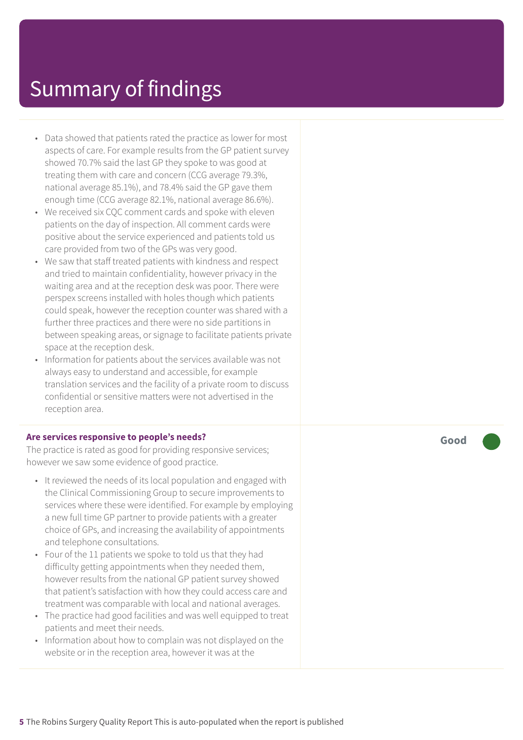# Summary of findings

- Data showed that patients rated the practice as lower for most aspects of care. For example results from the GP patient survey showed 70.7% said the last GP they spoke to was good at treating them with care and concern (CCG average 79.3%, national average 85.1%), and 78.4% said the GP gave them enough time (CCG average 82.1%, national average 86.6%).
- We received six CQC comment cards and spoke with eleven patients on the day of inspection. All comment cards were positive about the service experienced and patients told us care provided from two of the GPs was very good.
- We saw that staff treated patients with kindness and respect and tried to maintain confidentiality, however privacy in the waiting area and at the reception desk was poor. There were perspex screens installed with holes though which patients could speak, however the reception counter was shared with a further three practices and there were no side partitions in between speaking areas, or signage to facilitate patients private space at the reception desk.
- Information for patients about the services available was not always easy to understand and accessible, for example translation services and the facility of a private room to discuss confidential or sensitive matters were not advertised in the reception area.

**Are services responsive to people's needs?** **Good**

The practice is rated as good for providing responsive services; however we saw some evidence of good practice.

- It reviewed the needs of its local population and engaged with the Clinical Commissioning Group to secure improvements to services where these were identified. For example by employing a new full time GP partner to provide patients with a greater choice of GPs, and increasing the availability of appointments and telephone consultations.
- Four of the 11 patients we spoke to told us that they had difficulty getting appointments when they needed them, however results from the national GP patient survey showed that patient's satisfaction with how they could access care and treatment was comparable with local and national averages.
- The practice had good facilities and was well equipped to treat patients and meet their needs.
- Information about how to complain was not displayed on the website or in the reception area, however it was at the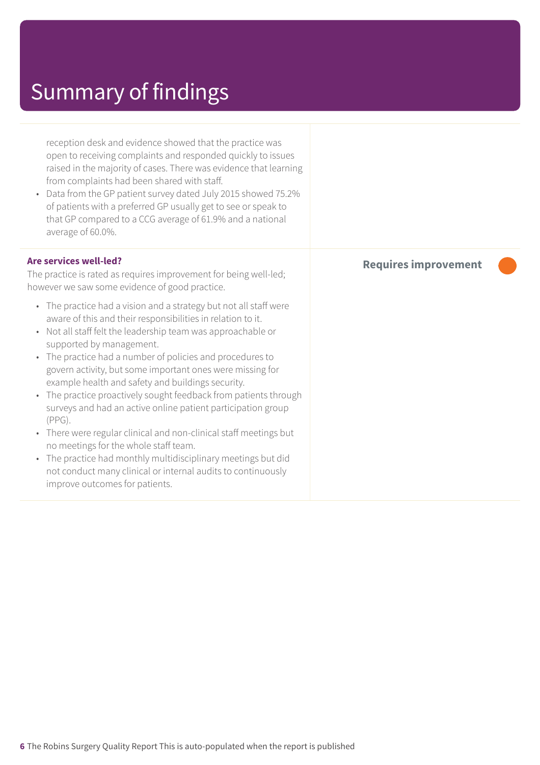# Summary of findings

reception desk and evidence showed that the practice was open to receiving complaints and responded quickly to issues raised in the majority of cases. There was evidence that learning from complaints had been shared with staff.

- Data from the GP patient survey dated July 2015 showed 75.2% of patients with a preferred GP usually get to see or speak to that GP compared to a CCG average of 61.9% and a national average of 60.0%.

**Are services well-led?**

**Requires improvement**

The practice is rated as requires improvement for being well-led; however we saw some evidence of good practice.

- The practice had a vision and a strategy but not all staff were aware of this and their responsibilities in relation to it.
- Not all staff felt the leadership team was approachable or supported by management.
- The practice had a number of policies and procedures to govern activity, but some important ones were missing for example health and safety and buildings security.
- The practice proactively sought feedback from patients through surveys and had an active online patient participation group (PPG).
- There were regular clinical and non-clinical staff meetings but no meetings for the whole staff team.
- The practice had monthly multidisciplinary meetings but did not conduct many clinical or internal audits to continuously improve outcomes for patients.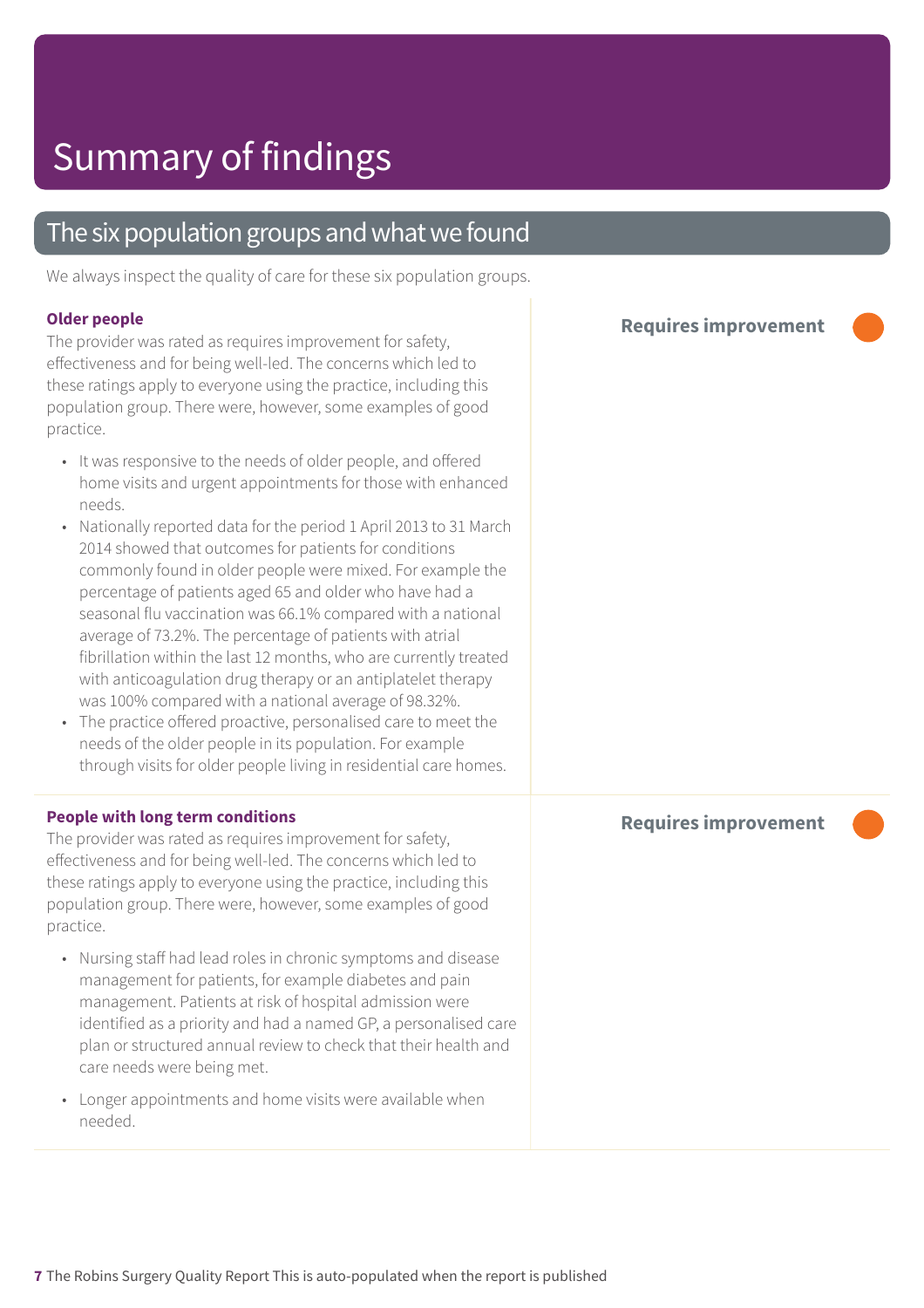# Summary of findings

## The six population groups and what we found

We always inspect the quality of care for these six population groups.

### Older people

**Requires improvement**

The provider was rated as requires improvement for safety, effectiveness and for being well-led. The concerns which led to these ratings apply to everyone using the practice, including this population group. There were, however, some examples of good practice.

- It was responsive to the needs of older people, and offered home visits and urgent appointments for those with enhanced needs.
- Nationally reported data for the period 1 April 2013 to 31 March 2014 showed that outcomes for patients for conditions commonly found in older people were mixed. For example the percentage of patients aged 65 and older who have had a seasonal flu vaccination was 66.1% compared with a national average of 73.2%. The percentage of patients with atrial fibrillation within the last 12 months, who are currently treated with anticoagulation drug therapy or an antiplatelet therapy was 100% compared with a national average of 98.32%.
- The practice offered proactive, personalised care to meet the needs of the older people in its population. For example through visits for older people living in residential care homes.

### People with long term conditions

**Requires improvement**

The provider was rated as requires improvement for safety, effectiveness and for being well-led. The concerns which led to these ratings apply to everyone using the practice, including this population group. There were, however, some examples of good practice.

- Nursing staff had lead roles in chronic symptoms and disease management for patients, for example diabetes and pain management. Patients at risk of hospital admission were identified as a priority and had a named GP, a personalised care plan or structured annual review to check that their health and care needs were being met.
- Longer appointments and home visits were available when needed.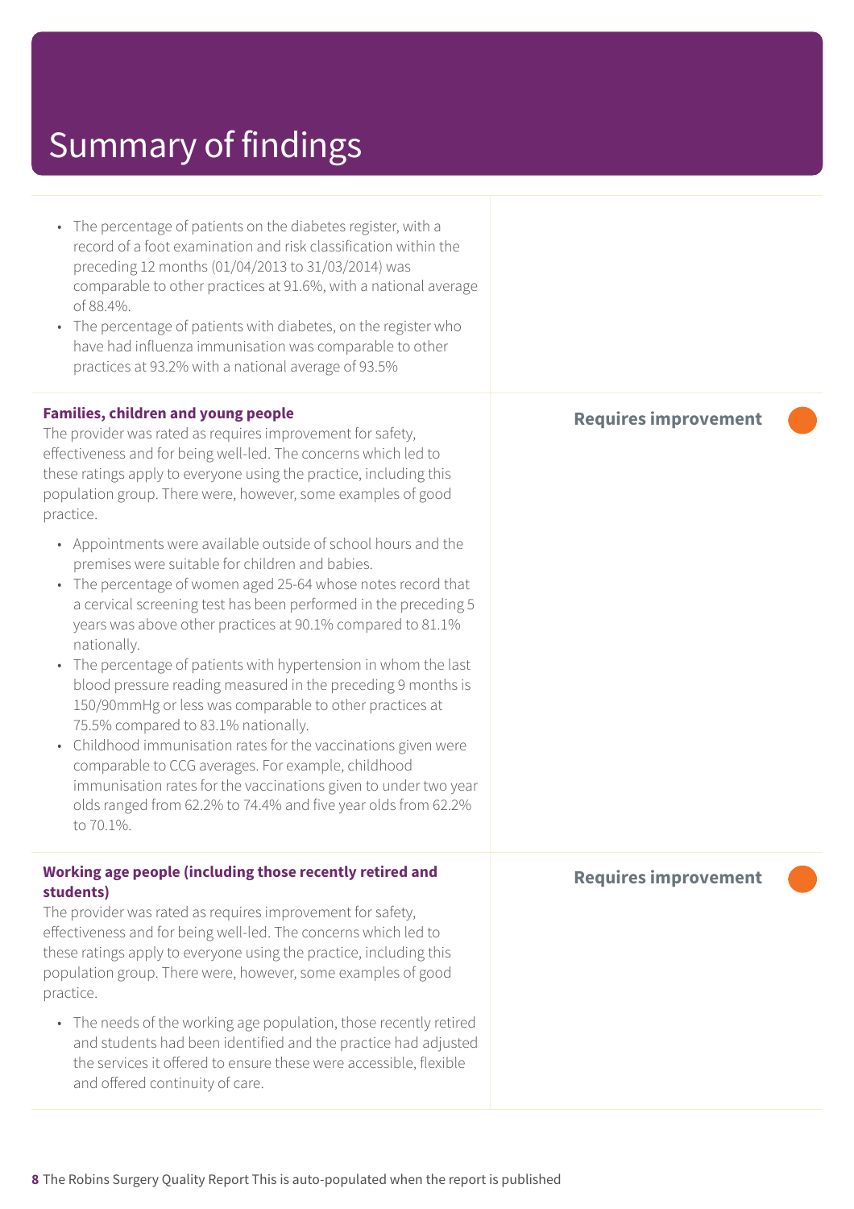# Summary of findings

- The percentage of patients on the diabetes register, with a record of a foot examination and risk classification within the preceding 12 months (01/04/2013 to 31/03/2014) was comparable to other practices at 91.6%, with a national average of 88.4%.
- The percentage of patients with diabetes, on the register who have had influenza immunisation was comparable to other practices at 93.2% with a national average of 93.5%

**Families, children and young people**

**Requires improvement**

The provider was rated as requires improvement for safety, effectiveness and for being well-led. The concerns which led to these ratings apply to everyone using the practice, including this population group. There were, however, some examples of good practice.

- Appointments were available outside of school hours and the premises were suitable for children and babies.
- The percentage of women aged 25-64 whose notes record that a cervical screening test has been performed in the preceding 5 years was above other practices at 90.1% compared to 81.1% nationally.
- The percentage of patients with hypertension in whom the last blood pressure reading measured in the preceding 9 months is 150/90mmHg or less was comparable to other practices at 75.5% compared to 83.1% nationally.
- Childhood immunisation rates for the vaccinations given were comparable to CCG averages. For example, childhood immunisation rates for the vaccinations given to under two year olds ranged from 62.2% to 74.4% and five year olds from 62.2% to 70.1%.

**Working age people (including those recently retired and students)**

**Requires improvement**

The provider was rated as requires improvement for safety, effectiveness and for being well-led. The concerns which led to these ratings apply to everyone using the practice, including this population group. There were, however, some examples of good practice.

- The needs of the working age population, those recently retired and students had been identified and the practice had adjusted the services it offered to ensure these were accessible, flexible and offered continuity of care.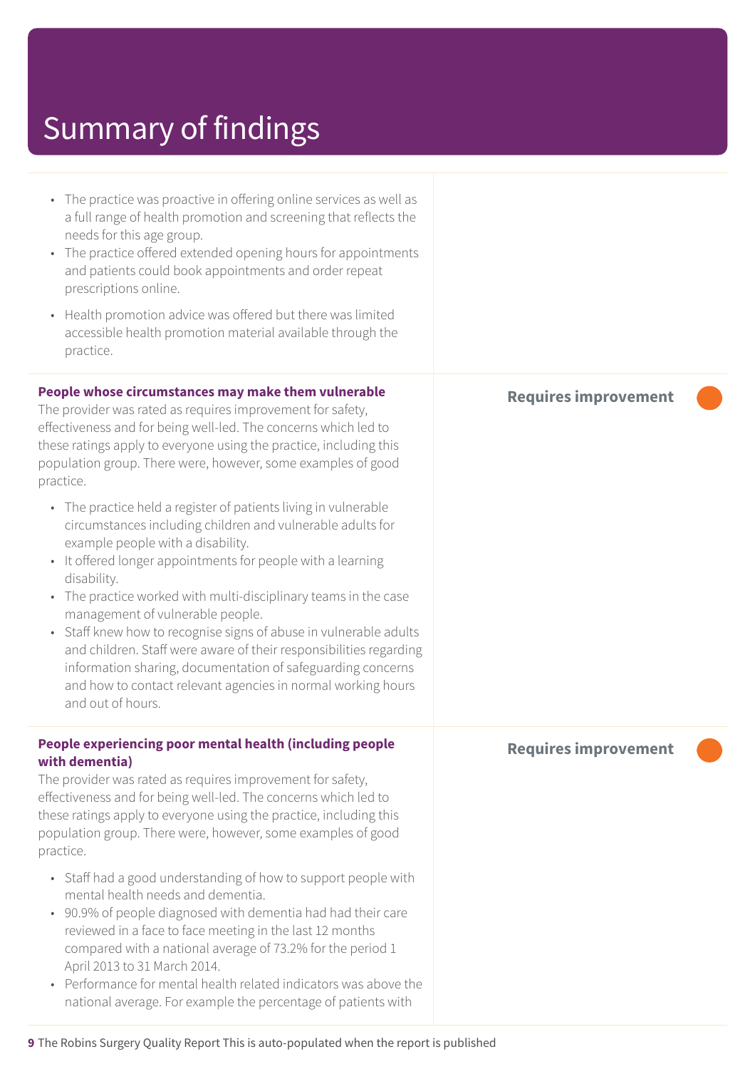# Summary of findings

- The practice was proactive in offering online services as well as a full range of health promotion and screening that reflects the needs for this age group.
- The practice offered extended opening hours for appointments and patients could book appointments and order repeat prescriptions online.
- Health promotion advice was offered but there was limited accessible health promotion material available through the practice.

**People whose circumstances may make them vulnerable** — **Requires improvement**

The provider was rated as requires improvement for safety, effectiveness and for being well-led. The concerns which led to these ratings apply to everyone using the practice, including this population group. There were, however, some examples of good practice.

- The practice held a register of patients living in vulnerable circumstances including children and vulnerable adults for example people with a disability.
- It offered longer appointments for people with a learning disability.
- The practice worked with multi-disciplinary teams in the case management of vulnerable people.
- Staff knew how to recognise signs of abuse in vulnerable adults and children. Staff were aware of their responsibilities regarding information sharing, documentation of safeguarding concerns and how to contact relevant agencies in normal working hours and out of hours.

**People experiencing poor mental health (including people with dementia)** — **Requires improvement**

The provider was rated as requires improvement for safety, effectiveness and for being well-led. The concerns which led to these ratings apply to everyone using the practice, including this population group. There were, however, some examples of good practice.

- Staff had a good understanding of how to support people with mental health needs and dementia.
- 90.9% of people diagnosed with dementia had had their care reviewed in a face to face meeting in the last 12 months compared with a national average of 73.2% for the period 1 April 2013 to 31 March 2014.
- Performance for mental health related indicators was above the national average. For example the percentage of patients with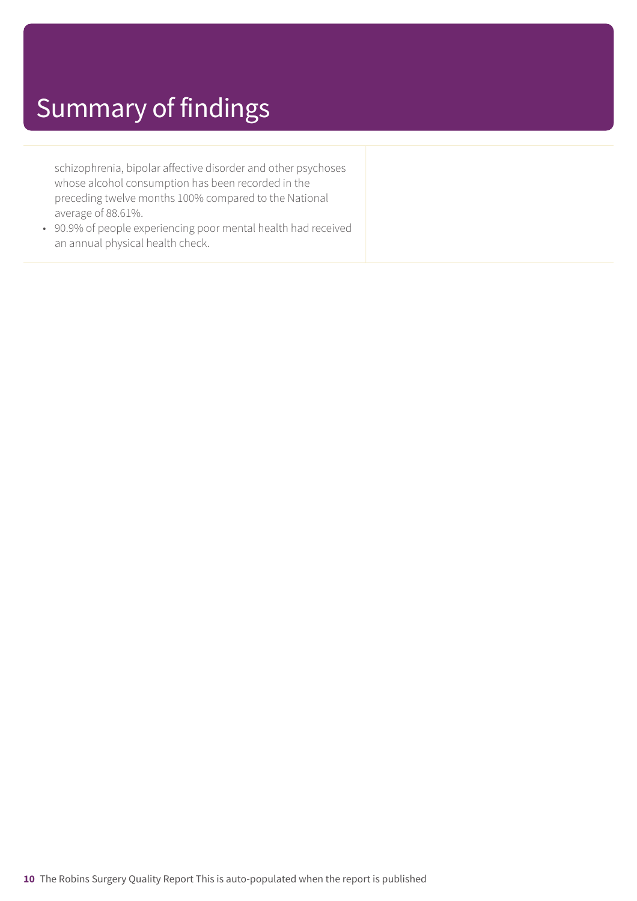# Summary of findings

schizophrenia, bipolar affective disorder and other psychoses whose alcohol consumption has been recorded in the preceding twelve months 100% compared to the National average of 88.61%.

- 90.9% of people experiencing poor mental health had received an annual physical health check.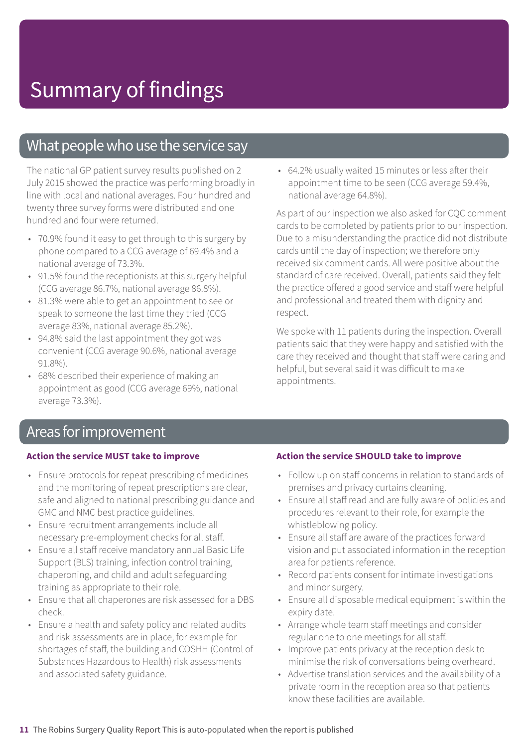# Summary of findings

## What people who use the service say

The national GP patient survey results published on 2 July 2015 showed the practice was performing broadly in line with local and national averages. Four hundred and twenty three survey forms were distributed and one hundred and four were returned.

- 70.9% found it easy to get through to this surgery by phone compared to a CCG average of 69.4% and a national average of 73.3%.
- 91.5% found the receptionists at this surgery helpful (CCG average 86.7%, national average 86.8%).
- 81.3% were able to get an appointment to see or speak to someone the last time they tried (CCG average 83%, national average 85.2%).
- 94.8% said the last appointment they got was convenient (CCG average 90.6%, national average 91.8%).
- 68% described their experience of making an appointment as good (CCG average 69%, national average 73.3%).
- 64.2% usually waited 15 minutes or less after their appointment time to be seen (CCG average 59.4%, national average 64.8%).

As part of our inspection we also asked for CQC comment cards to be completed by patients prior to our inspection. Due to a misunderstanding the practice did not distribute cards until the day of inspection; we therefore only received six comment cards. All were positive about the standard of care received. Overall, patients said they felt the practice offered a good service and staff were helpful and professional and treated them with dignity and respect.

We spoke with 11 patients during the inspection. Overall patients said that they were happy and satisfied with the care they received and thought that staff were caring and helpful, but several said it was difficult to make appointments.

## Areas for improvement

### Action the service MUST take to improve

- Ensure protocols for repeat prescribing of medicines and the monitoring of repeat prescriptions are clear, safe and aligned to national prescribing guidance and GMC and NMC best practice guidelines.
- Ensure recruitment arrangements include all necessary pre-employment checks for all staff.
- Ensure all staff receive mandatory annual Basic Life Support (BLS) training, infection control training, chaperoning, and child and adult safeguarding training as appropriate to their role.
- Ensure that all chaperones are risk assessed for a DBS check.
- Ensure a health and safety policy and related audits and risk assessments are in place, for example for shortages of staff, the building and COSHH (Control of Substances Hazardous to Health) risk assessments and associated safety guidance.

### Action the service SHOULD take to improve

- Follow up on staff concerns in relation to standards of premises and privacy curtains cleaning.
- Ensure all staff read and are fully aware of policies and procedures relevant to their role, for example the whistleblowing policy.
- Ensure all staff are aware of the practices forward vision and put associated information in the reception area for patients reference.
- Record patients consent for intimate investigations and minor surgery.
- Ensure all disposable medical equipment is within the expiry date.
- Arrange whole team staff meetings and consider regular one to one meetings for all staff.
- Improve patients privacy at the reception desk to minimise the risk of conversations being overheard.
- Advertise translation services and the availability of a private room in the reception area so that patients know these facilities are available.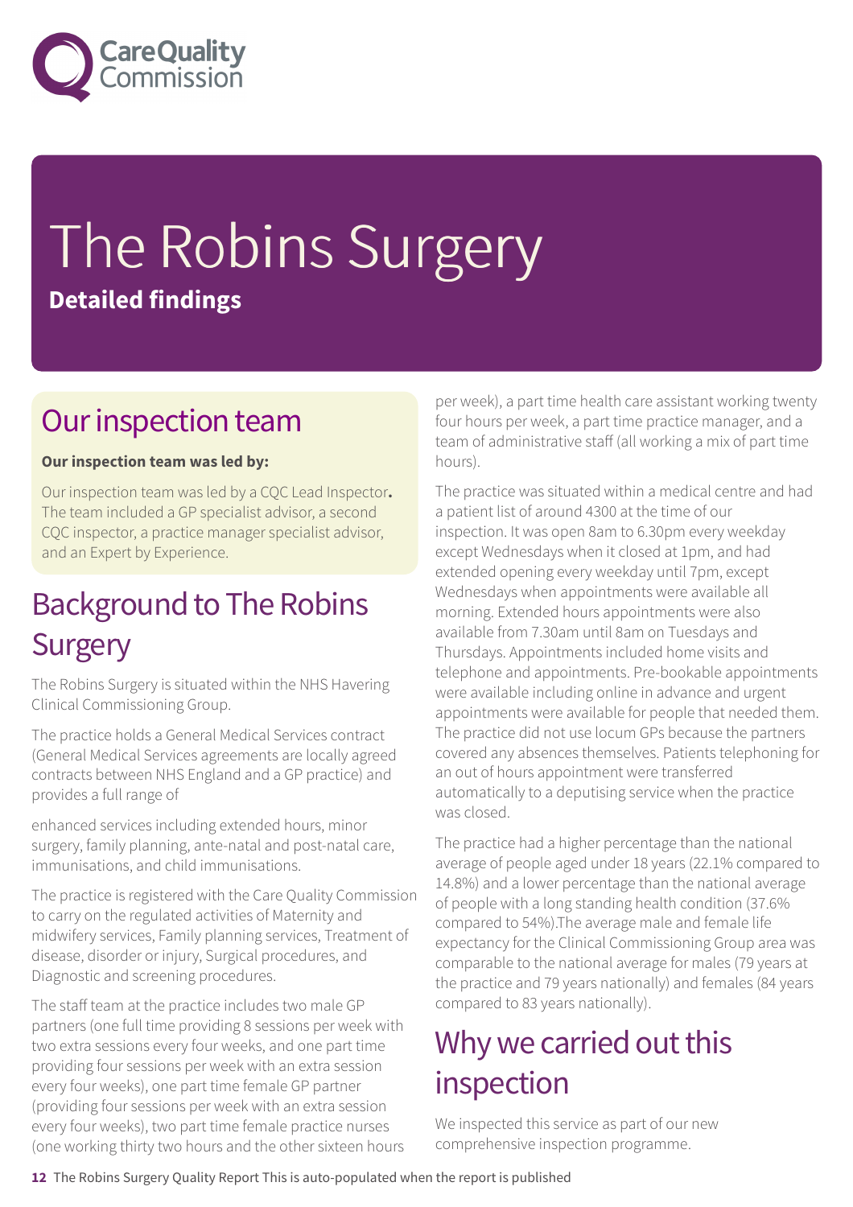# The Robins Surgery

**Detailed findings**

## Our inspection team

**Our inspection team was led by:**

Our inspection team was led by a CQC Lead Inspector**.** The team included a GP specialist advisor, a second CQC inspector, a practice manager specialist advisor, and an Expert by Experience.

## Background to The Robins Surgery

The Robins Surgery is situated within the NHS Havering Clinical Commissioning Group.

The practice holds a General Medical Services contract (General Medical Services agreements are locally agreed contracts between NHS England and a GP practice) and provides a full range of

enhanced services including extended hours, minor surgery, family planning, ante-natal and post-natal care, immunisations, and child immunisations.

The practice is registered with the Care Quality Commission to carry on the regulated activities of Maternity and midwifery services, Family planning services, Treatment of disease, disorder or injury, Surgical procedures, and Diagnostic and screening procedures.

The staff team at the practice includes two male GP partners (one full time providing 8 sessions per week with two extra sessions every four weeks, and one part time providing four sessions per week with an extra session every four weeks), one part time female GP partner (providing four sessions per week with an extra session every four weeks), two part time female practice nurses (one working thirty two hours and the other sixteen hours per week), a part time health care assistant working twenty four hours per week, a part time practice manager, and a team of administrative staff (all working a mix of part time hours).

The practice was situated within a medical centre and had a patient list of around 4300 at the time of our inspection. It was open 8am to 6.30pm every weekday except Wednesdays when it closed at 1pm, and had extended opening every weekday until 7pm, except Wednesdays when appointments were available all morning. Extended hours appointments were also available from 7.30am until 8am on Tuesdays and Thursdays. Appointments included home visits and telephone and appointments. Pre-bookable appointments were available including online in advance and urgent appointments were available for people that needed them. The practice did not use locum GPs because the partners covered any absences themselves. Patients telephoning for an out of hours appointment were transferred automatically to a deputising service when the practice was closed.

The practice had a higher percentage than the national average of people aged under 18 years (22.1% compared to 14.8%) and a lower percentage than the national average of people with a long standing health condition (37.6% compared to 54%).The average male and female life expectancy for the Clinical Commissioning Group area was comparable to the national average for males (79 years at the practice and 79 years nationally) and females (84 years compared to 83 years nationally).

## Why we carried out this inspection

We inspected this service as part of our new comprehensive inspection programme.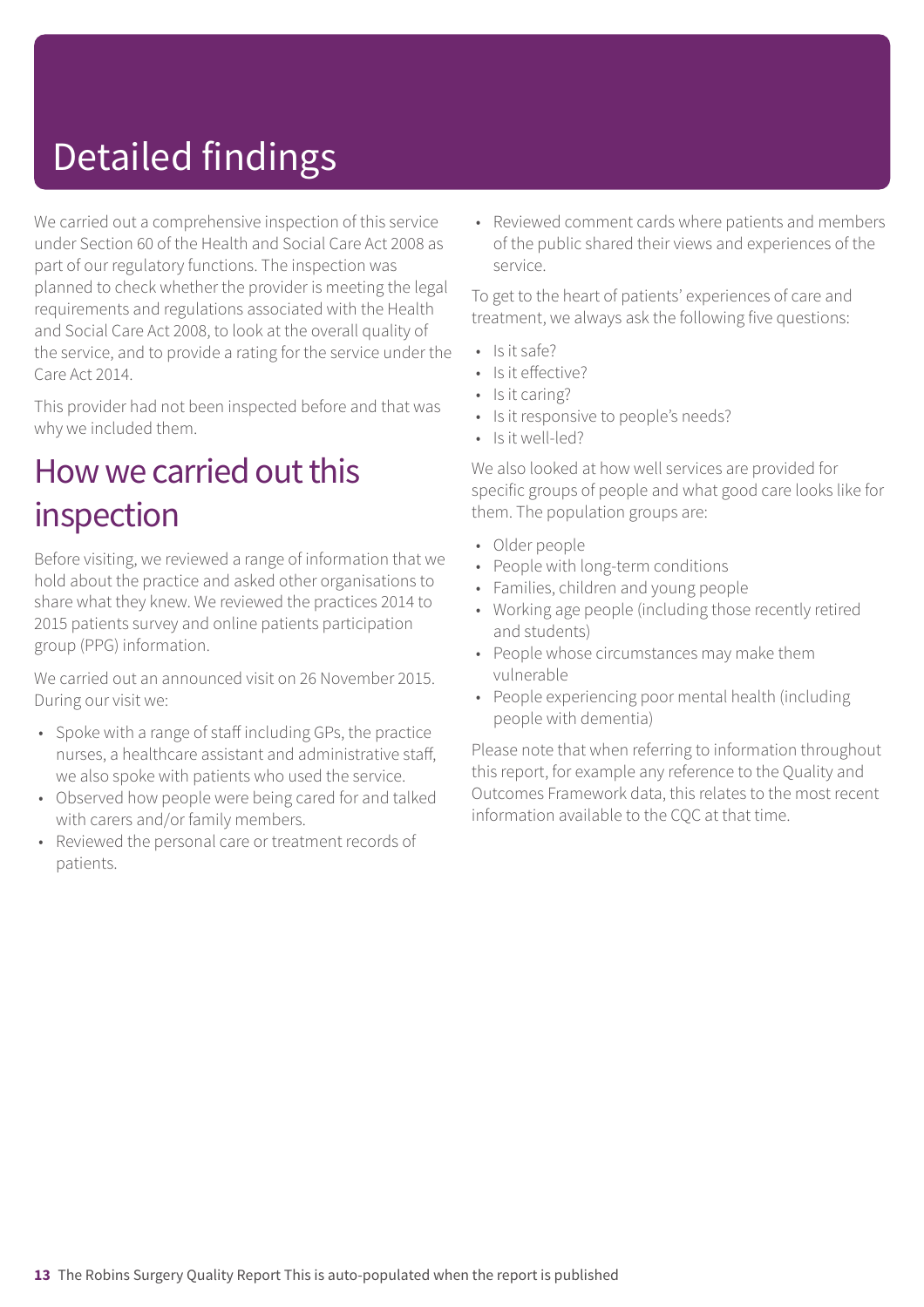# Detailed findings

We carried out a comprehensive inspection of this service under Section 60 of the Health and Social Care Act 2008 as part of our regulatory functions. The inspection was planned to check whether the provider is meeting the legal requirements and regulations associated with the Health and Social Care Act 2008, to look at the overall quality of the service, and to provide a rating for the service under the Care Act 2014.

This provider had not been inspected before and that was why we included them.

## How we carried out this inspection

Before visiting, we reviewed a range of information that we hold about the practice and asked other organisations to share what they knew. We reviewed the practices 2014 to 2015 patients survey and online patients participation group (PPG) information.

We carried out an announced visit on 26 November 2015. During our visit we:

- Spoke with a range of staff including GPs, the practice nurses, a healthcare assistant and administrative staff, we also spoke with patients who used the service.
- Observed how people were being cared for and talked with carers and/or family members.
- Reviewed the personal care or treatment records of patients.
- Reviewed comment cards where patients and members of the public shared their views and experiences of the service.

To get to the heart of patients' experiences of care and treatment, we always ask the following five questions:

- Is it safe?
- Is it effective?
- Is it caring?
- Is it responsive to people's needs?
- Is it well-led?

We also looked at how well services are provided for specific groups of people and what good care looks like for them. The population groups are:

- Older people
- People with long-term conditions
- Families, children and young people
- Working age people (including those recently retired and students)
- People whose circumstances may make them vulnerable
- People experiencing poor mental health (including people with dementia)

Please note that when referring to information throughout this report, for example any reference to the Quality and Outcomes Framework data, this relates to the most recent information available to the CQC at that time.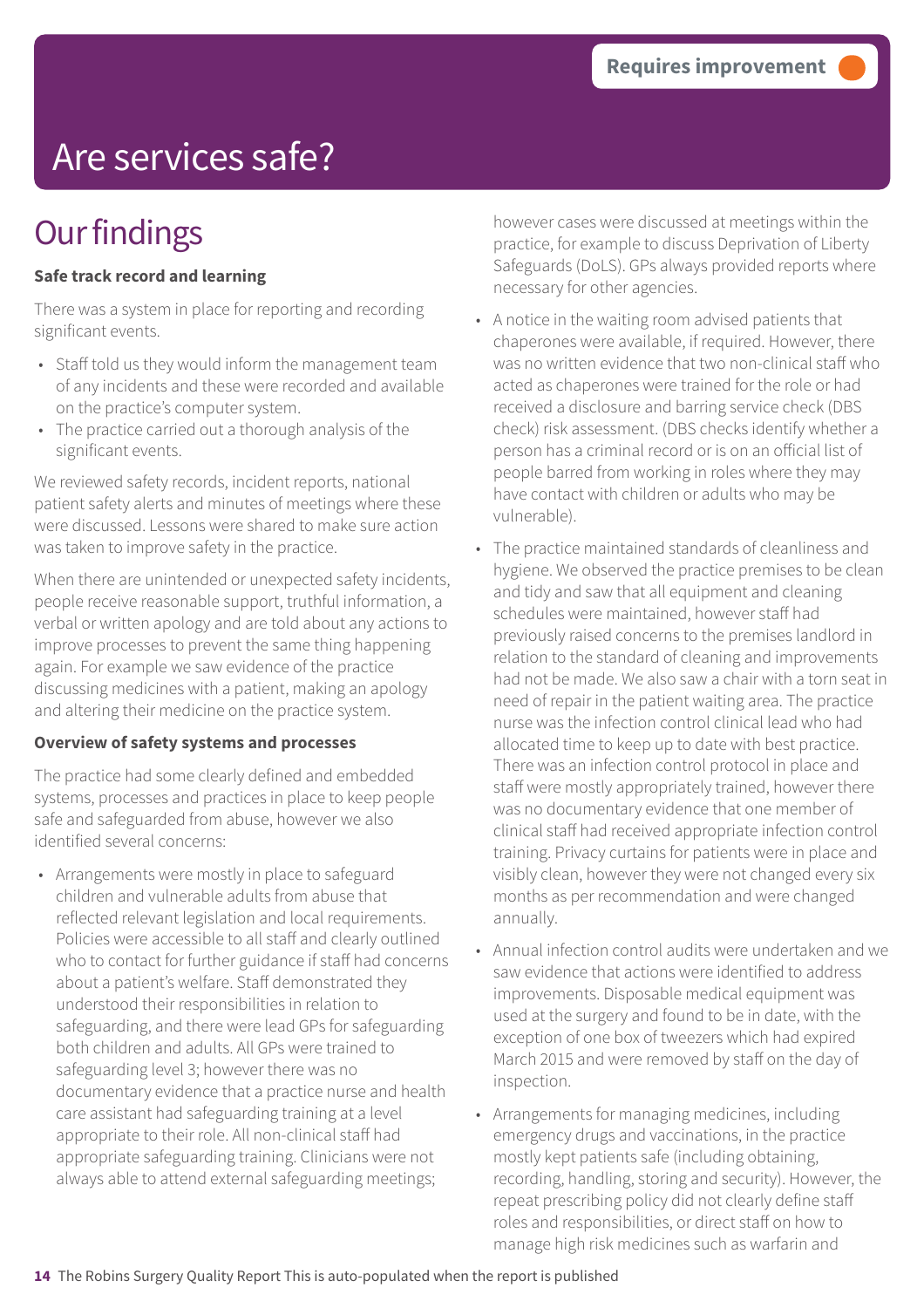Requires improvement

# Are services safe?

## Our findings

**Safe track record and learning**

There was a system in place for reporting and recording significant events.

- Staff told us they would inform the management team of any incidents and these were recorded and available on the practice's computer system.
- The practice carried out a thorough analysis of the significant events.

We reviewed safety records, incident reports, national patient safety alerts and minutes of meetings where these were discussed. Lessons were shared to make sure action was taken to improve safety in the practice.

When there are unintended or unexpected safety incidents, people receive reasonable support, truthful information, a verbal or written apology and are told about any actions to improve processes to prevent the same thing happening again. For example we saw evidence of the practice discussing medicines with a patient, making an apology and altering their medicine on the practice system.

**Overview of safety systems and processes**

The practice had some clearly defined and embedded systems, processes and practices in place to keep people safe and safeguarded from abuse, however we also identified several concerns:

- Arrangements were mostly in place to safeguard children and vulnerable adults from abuse that reflected relevant legislation and local requirements. Policies were accessible to all staff and clearly outlined who to contact for further guidance if staff had concerns about a patient's welfare. Staff demonstrated they understood their responsibilities in relation to safeguarding, and there were lead GPs for safeguarding both children and adults. All GPs were trained to safeguarding level 3; however there was no documentary evidence that a practice nurse and health care assistant had safeguarding training at a level appropriate to their role. All non-clinical staff had appropriate safeguarding training. Clinicians were not always able to attend external safeguarding meetings; however cases were discussed at meetings within the practice, for example to discuss Deprivation of Liberty Safeguards (DoLS). GPs always provided reports where necessary for other agencies.
- A notice in the waiting room advised patients that chaperones were available, if required. However, there was no written evidence that two non-clinical staff who acted as chaperones were trained for the role or had received a disclosure and barring service check (DBS check) risk assessment. (DBS checks identify whether a person has a criminal record or is on an official list of people barred from working in roles where they may have contact with children or adults who may be vulnerable).
- The practice maintained standards of cleanliness and hygiene. We observed the practice premises to be clean and tidy and saw that all equipment and cleaning schedules were maintained, however staff had previously raised concerns to the premises landlord in relation to the standard of cleaning and improvements had not be made. We also saw a chair with a torn seat in need of repair in the patient waiting area. The practice nurse was the infection control clinical lead who had allocated time to keep up to date with best practice. There was an infection control protocol in place and staff were mostly appropriately trained, however there was no documentary evidence that one member of clinical staff had received appropriate infection control training. Privacy curtains for patients were in place and visibly clean, however they were not changed every six months as per recommendation and were changed annually.
- Annual infection control audits were undertaken and we saw evidence that actions were identified to address improvements. Disposable medical equipment was used at the surgery and found to be in date, with the exception of one box of tweezers which had expired March 2015 and were removed by staff on the day of inspection.
- Arrangements for managing medicines, including emergency drugs and vaccinations, in the practice mostly kept patients safe (including obtaining, recording, handling, storing and security). However, the repeat prescribing policy did not clearly define staff roles and responsibilities, or direct staff on how to manage high risk medicines such as warfarin and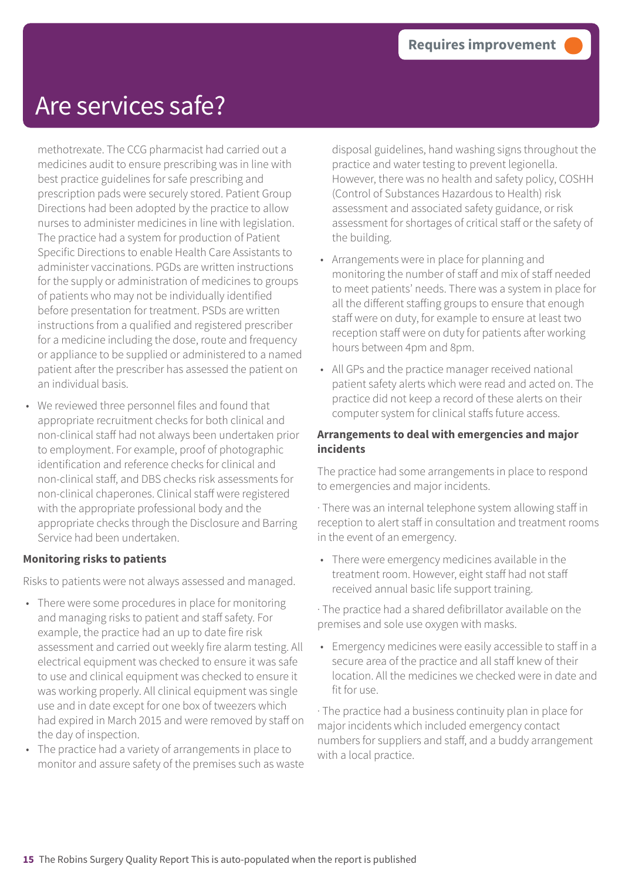Requires improvement

# Are services safe?

methotrexate. The CCG pharmacist had carried out a medicines audit to ensure prescribing was in line with best practice guidelines for safe prescribing and prescription pads were securely stored. Patient Group Directions had been adopted by the practice to allow nurses to administer medicines in line with legislation. The practice had a system for production of Patient Specific Directions to enable Health Care Assistants to administer vaccinations. PGDs are written instructions for the supply or administration of medicines to groups of patients who may not be individually identified before presentation for treatment. PSDs are written instructions from a qualified and registered prescriber for a medicine including the dose, route and frequency or appliance to be supplied or administered to a named patient after the prescriber has assessed the patient on an individual basis.

- We reviewed three personnel files and found that appropriate recruitment checks for both clinical and non-clinical staff had not always been undertaken prior to employment. For example, proof of photographic identification and reference checks for clinical and non-clinical staff, and DBS checks risk assessments for non-clinical chaperones. Clinical staff were registered with the appropriate professional body and the appropriate checks through the Disclosure and Barring Service had been undertaken.

**Monitoring risks to patients**

Risks to patients were not always assessed and managed.

- There were some procedures in place for monitoring and managing risks to patient and staff safety. For example, the practice had an up to date fire risk assessment and carried out weekly fire alarm testing. All electrical equipment was checked to ensure it was safe to use and clinical equipment was checked to ensure it was working properly. All clinical equipment was single use and in date except for one box of tweezers which had expired in March 2015 and were removed by staff on the day of inspection.
- The practice had a variety of arrangements in place to monitor and assure safety of the premises such as waste disposal guidelines, hand washing signs throughout the practice and water testing to prevent legionella. However, there was no health and safety policy, COSHH (Control of Substances Hazardous to Health) risk assessment and associated safety guidance, or risk assessment for shortages of critical staff or the safety of the building.
- Arrangements were in place for planning and monitoring the number of staff and mix of staff needed to meet patients' needs. There was a system in place for all the different staffing groups to ensure that enough staff were on duty, for example to ensure at least two reception staff were on duty for patients after working hours between 4pm and 8pm.
- All GPs and the practice manager received national patient safety alerts which were read and acted on. The practice did not keep a record of these alerts on their computer system for clinical staffs future access.

**Arrangements to deal with emergencies and major incidents**

The practice had some arrangements in place to respond to emergencies and major incidents.

· There was an internal telephone system allowing staff in reception to alert staff in consultation and treatment rooms in the event of an emergency.

- There were emergency medicines available in the treatment room. However, eight staff had not staff received annual basic life support training.

· The practice had a shared defibrillator available on the premises and sole use oxygen with masks.

- Emergency medicines were easily accessible to staff in a secure area of the practice and all staff knew of their location. All the medicines we checked were in date and fit for use.

· The practice had a business continuity plan in place for major incidents which included emergency contact numbers for suppliers and staff, and a buddy arrangement with a local practice.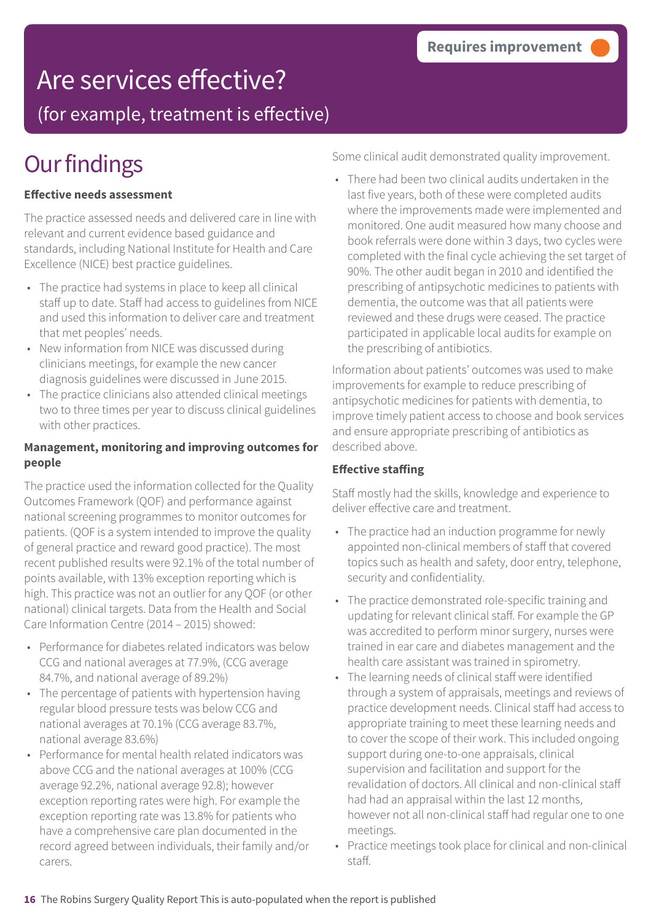Requires improvement

# Are services effective?

(for example, treatment is effective)

## Our findings

**Effective needs assessment**

The practice assessed needs and delivered care in line with relevant and current evidence based guidance and standards, including National Institute for Health and Care Excellence (NICE) best practice guidelines.

- The practice had systems in place to keep all clinical staff up to date. Staff had access to guidelines from NICE and used this information to deliver care and treatment that met peoples' needs.
- New information from NICE was discussed during clinicians meetings, for example the new cancer diagnosis guidelines were discussed in June 2015.
- The practice clinicians also attended clinical meetings two to three times per year to discuss clinical guidelines with other practices.

**Management, monitoring and improving outcomes for people**

The practice used the information collected for the Quality Outcomes Framework (QOF) and performance against national screening programmes to monitor outcomes for patients. (QOF is a system intended to improve the quality of general practice and reward good practice). The most recent published results were 92.1% of the total number of points available, with 13% exception reporting which is high. This practice was not an outlier for any QOF (or other national) clinical targets. Data from the Health and Social Care Information Centre (2014 – 2015) showed:

- Performance for diabetes related indicators was below CCG and national averages at 77.9%, (CCG average 84.7%, and national average of 89.2%)
- The percentage of patients with hypertension having regular blood pressure tests was below CCG and national averages at 70.1% (CCG average 83.7%, national average 83.6%)
- Performance for mental health related indicators was above CCG and the national averages at 100% (CCG average 92.2%, national average 92.8); however exception reporting rates were high. For example the exception reporting rate was 13.8% for patients who have a comprehensive care plan documented in the record agreed between individuals, their family and/or carers.

Some clinical audit demonstrated quality improvement.

- There had been two clinical audits undertaken in the last five years, both of these were completed audits where the improvements made were implemented and monitored. One audit measured how many choose and book referrals were done within 3 days, two cycles were completed with the final cycle achieving the set target of 90%. The other audit began in 2010 and identified the prescribing of antipsychotic medicines to patients with dementia, the outcome was that all patients were reviewed and these drugs were ceased. The practice participated in applicable local audits for example on the prescribing of antibiotics.

Information about patients' outcomes was used to make improvements for example to reduce prescribing of antipsychotic medicines for patients with dementia, to improve timely patient access to choose and book services and ensure appropriate prescribing of antibiotics as described above.

**Effective staffing**

Staff mostly had the skills, knowledge and experience to deliver effective care and treatment.

- The practice had an induction programme for newly appointed non-clinical members of staff that covered topics such as health and safety, door entry, telephone, security and confidentiality.
- The practice demonstrated role-specific training and updating for relevant clinical staff. For example the GP was accredited to perform minor surgery, nurses were trained in ear care and diabetes management and the health care assistant was trained in spirometry.
- The learning needs of clinical staff were identified through a system of appraisals, meetings and reviews of practice development needs. Clinical staff had access to appropriate training to meet these learning needs and to cover the scope of their work. This included ongoing support during one-to-one appraisals, clinical supervision and facilitation and support for the revalidation of doctors. All clinical and non-clinical staff had had an appraisal within the last 12 months, however not all non-clinical staff had regular one to one meetings.
- Practice meetings took place for clinical and non-clinical staff.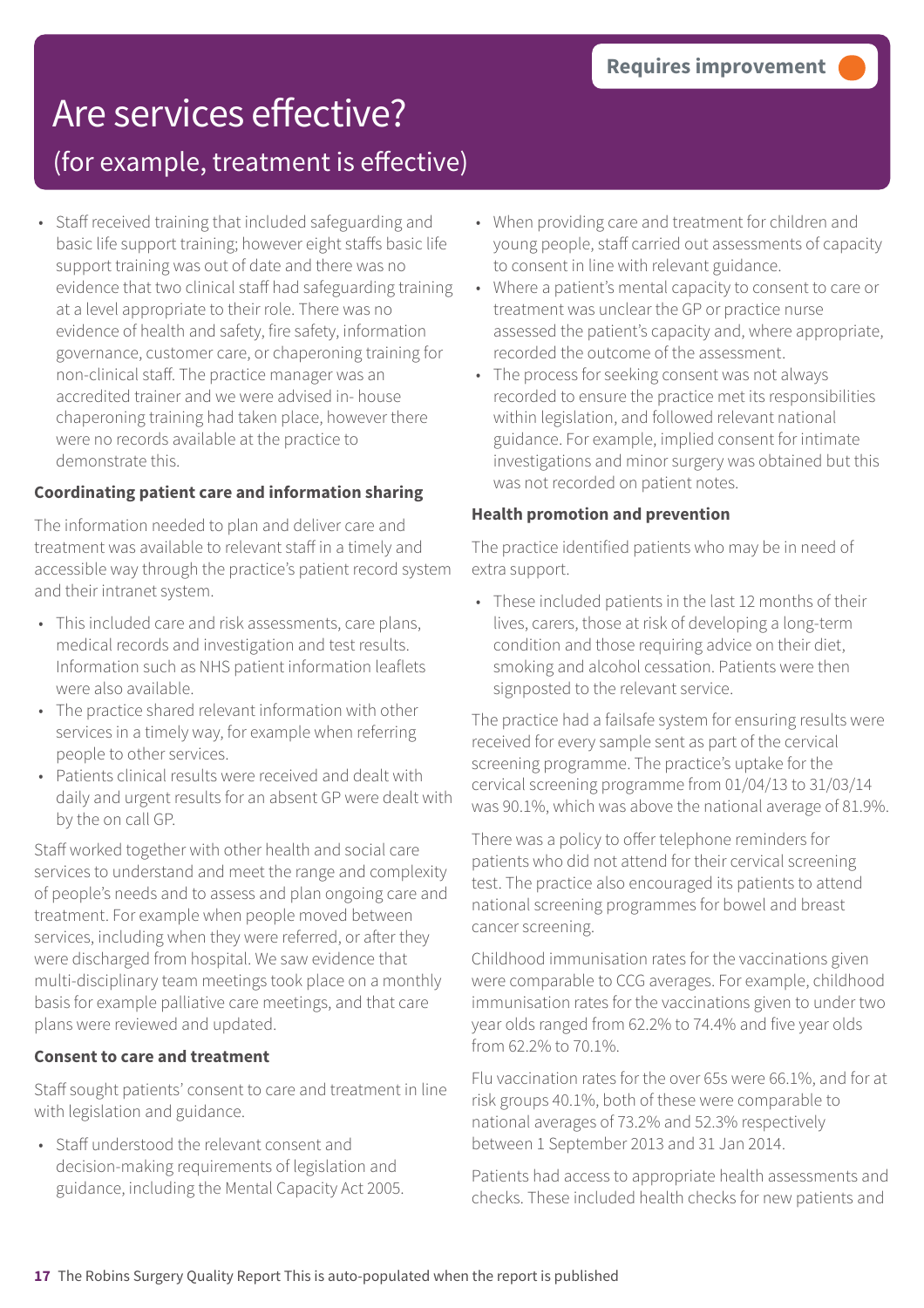Requires improvement

# Are services effective?

## (for example, treatment is effective)

- Staff received training that included safeguarding and basic life support training; however eight staffs basic life support training was out of date and there was no evidence that two clinical staff had safeguarding training at a level appropriate to their role. There was no evidence of health and safety, fire safety, information governance, customer care, or chaperoning training for non-clinical staff. The practice manager was an accredited trainer and we were advised in- house chaperoning training had taken place, however there were no records available at the practice to demonstrate this.

**Coordinating patient care and information sharing**

The information needed to plan and deliver care and treatment was available to relevant staff in a timely and accessible way through the practice's patient record system and their intranet system.

- This included care and risk assessments, care plans, medical records and investigation and test results. Information such as NHS patient information leaflets were also available.
- The practice shared relevant information with other services in a timely way, for example when referring people to other services.
- Patients clinical results were received and dealt with daily and urgent results for an absent GP were dealt with by the on call GP.

Staff worked together with other health and social care services to understand and meet the range and complexity of people's needs and to assess and plan ongoing care and treatment. For example when people moved between services, including when they were referred, or after they were discharged from hospital. We saw evidence that multi-disciplinary team meetings took place on a monthly basis for example palliative care meetings, and that care plans were reviewed and updated.

**Consent to care and treatment**

Staff sought patients' consent to care and treatment in line with legislation and guidance.

- Staff understood the relevant consent and decision-making requirements of legislation and guidance, including the Mental Capacity Act 2005.
- When providing care and treatment for children and young people, staff carried out assessments of capacity to consent in line with relevant guidance.
- Where a patient's mental capacity to consent to care or treatment was unclear the GP or practice nurse assessed the patient's capacity and, where appropriate, recorded the outcome of the assessment.
- The process for seeking consent was not always recorded to ensure the practice met its responsibilities within legislation, and followed relevant national guidance. For example, implied consent for intimate investigations and minor surgery was obtained but this was not recorded on patient notes.

**Health promotion and prevention**

The practice identified patients who may be in need of extra support.

- These included patients in the last 12 months of their lives, carers, those at risk of developing a long-term condition and those requiring advice on their diet, smoking and alcohol cessation. Patients were then signposted to the relevant service.

The practice had a failsafe system for ensuring results were received for every sample sent as part of the cervical screening programme. The practice's uptake for the cervical screening programme from 01/04/13 to 31/03/14 was 90.1%, which was above the national average of 81.9%.

There was a policy to offer telephone reminders for patients who did not attend for their cervical screening test. The practice also encouraged its patients to attend national screening programmes for bowel and breast cancer screening.

Childhood immunisation rates for the vaccinations given were comparable to CCG averages. For example, childhood immunisation rates for the vaccinations given to under two year olds ranged from 62.2% to 74.4% and five year olds from 62.2% to 70.1%.

Flu vaccination rates for the over 65s were 66.1%, and for at risk groups 40.1%, both of these were comparable to national averages of 73.2% and 52.3% respectively between 1 September 2013 and 31 Jan 2014.

Patients had access to appropriate health assessments and checks. These included health checks for new patients and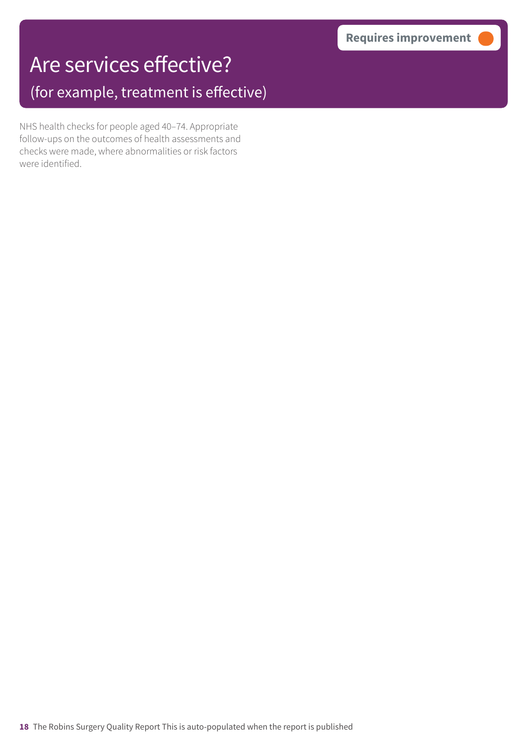# Are services effective?

## (for example, treatment is effective)

**Requires improvement**

NHS health checks for people aged 40–74. Appropriate follow-ups on the outcomes of health assessments and checks were made, where abnormalities or risk factors were identified.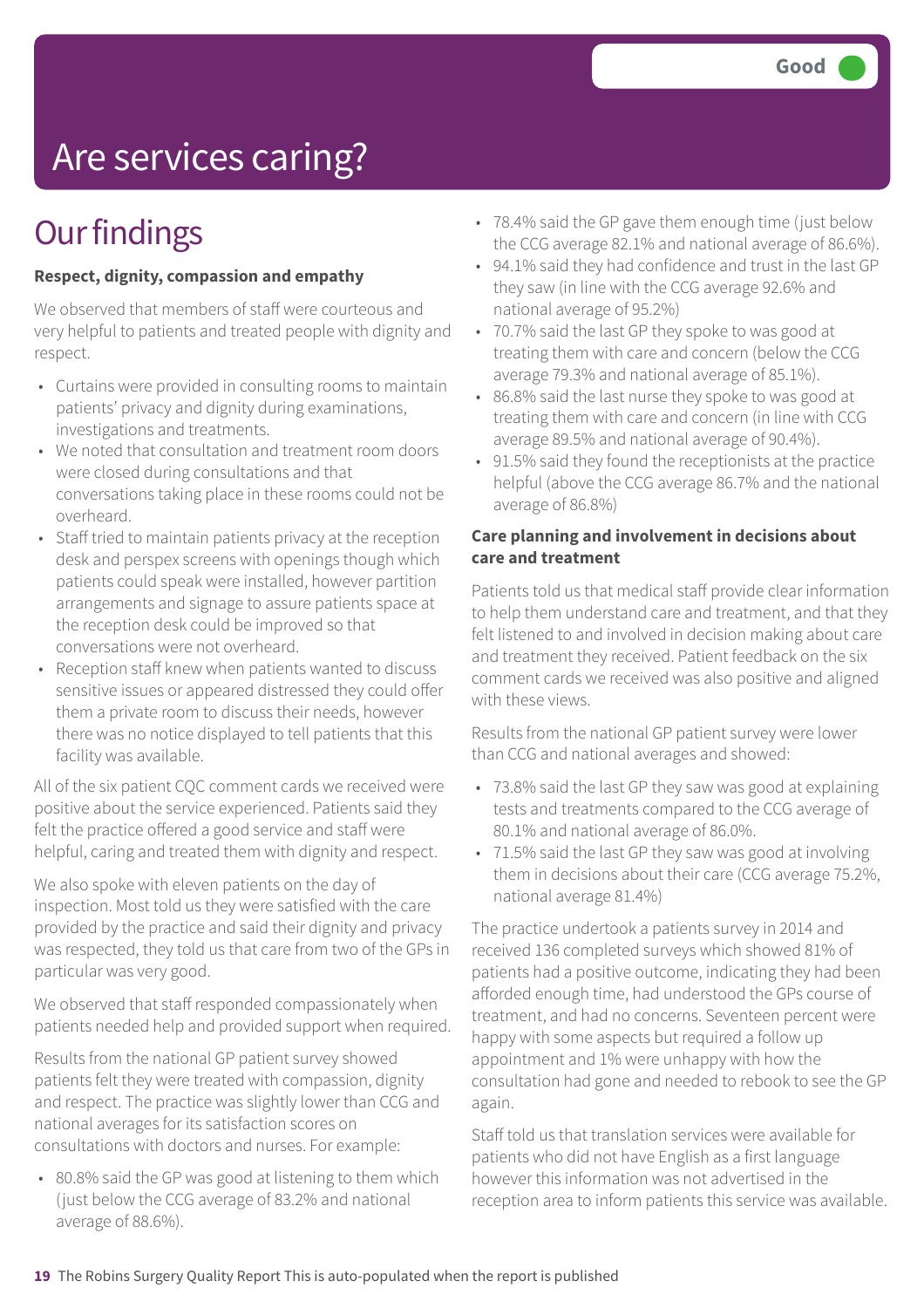Good

# Are services caring?

## Our findings

**Respect, dignity, compassion and empathy**

We observed that members of staff were courteous and very helpful to patients and treated people with dignity and respect.

- Curtains were provided in consulting rooms to maintain patients' privacy and dignity during examinations, investigations and treatments.
- We noted that consultation and treatment room doors were closed during consultations and that conversations taking place in these rooms could not be overheard.
- Staff tried to maintain patients privacy at the reception desk and perspex screens with openings though which patients could speak were installed, however partition arrangements and signage to assure patients space at the reception desk could be improved so that conversations were not overheard.
- Reception staff knew when patients wanted to discuss sensitive issues or appeared distressed they could offer them a private room to discuss their needs, however there was no notice displayed to tell patients that this facility was available.

All of the six patient CQC comment cards we received were positive about the service experienced. Patients said they felt the practice offered a good service and staff were helpful, caring and treated them with dignity and respect.

We also spoke with eleven patients on the day of inspection. Most told us they were satisfied with the care provided by the practice and said their dignity and privacy was respected, they told us that care from two of the GPs in particular was very good.

We observed that staff responded compassionately when patients needed help and provided support when required.

Results from the national GP patient survey showed patients felt they were treated with compassion, dignity and respect. The practice was slightly lower than CCG and national averages for its satisfaction scores on consultations with doctors and nurses. For example:

- 80.8% said the GP was good at listening to them which (just below the CCG average of 83.2% and national average of 88.6%).
- 78.4% said the GP gave them enough time (just below the CCG average 82.1% and national average of 86.6%).
- 94.1% said they had confidence and trust in the last GP they saw (in line with the CCG average 92.6% and national average of 95.2%)
- 70.7% said the last GP they spoke to was good at treating them with care and concern (below the CCG average 79.3% and national average of 85.1%).
- 86.8% said the last nurse they spoke to was good at treating them with care and concern (in line with CCG average 89.5% and national average of 90.4%).
- 91.5% said they found the receptionists at the practice helpful (above the CCG average 86.7% and the national average of 86.8%)

**Care planning and involvement in decisions about care and treatment**

Patients told us that medical staff provide clear information to help them understand care and treatment, and that they felt listened to and involved in decision making about care and treatment they received. Patient feedback on the six comment cards we received was also positive and aligned with these views.

Results from the national GP patient survey were lower than CCG and national averages and showed:

- 73.8% said the last GP they saw was good at explaining tests and treatments compared to the CCG average of 80.1% and national average of 86.0%.
- 71.5% said the last GP they saw was good at involving them in decisions about their care (CCG average 75.2%, national average 81.4%)

The practice undertook a patients survey in 2014 and received 136 completed surveys which showed 81% of patients had a positive outcome, indicating they had been afforded enough time, had understood the GPs course of treatment, and had no concerns. Seventeen percent were happy with some aspects but required a follow up appointment and 1% were unhappy with how the consultation had gone and needed to rebook to see the GP again.

Staff told us that translation services were available for patients who did not have English as a first language however this information was not advertised in the reception area to inform patients this service was available.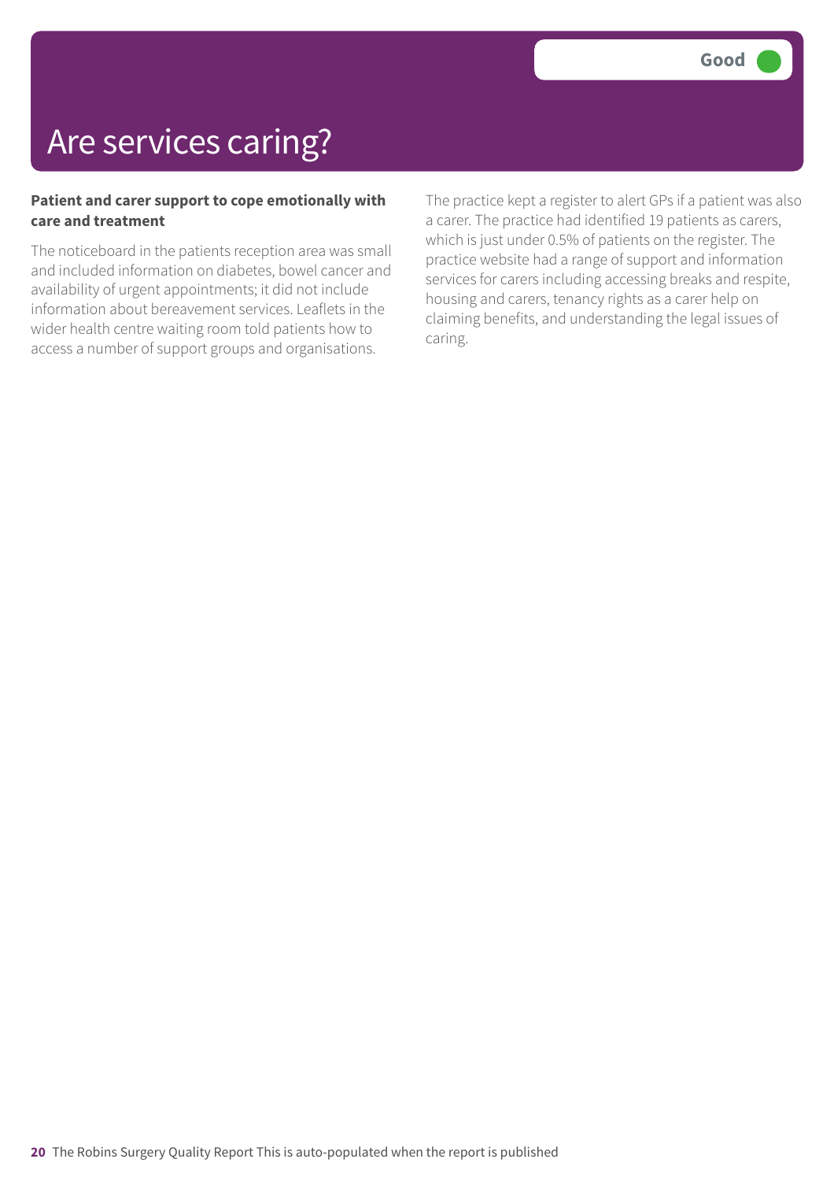# Are services caring?

**Good**

**Patient and carer support to cope emotionally with care and treatment**

The noticeboard in the patients reception area was small and included information on diabetes, bowel cancer and availability of urgent appointments; it did not include information about bereavement services. Leaflets in the wider health centre waiting room told patients how to access a number of support groups and organisations.

The practice kept a register to alert GPs if a patient was also a carer. The practice had identified 19 patients as carers, which is just under 0.5% of patients on the register. The practice website had a range of support and information services for carers including accessing breaks and respite, housing and carers, tenancy rights as a carer help on claiming benefits, and understanding the legal issues of caring.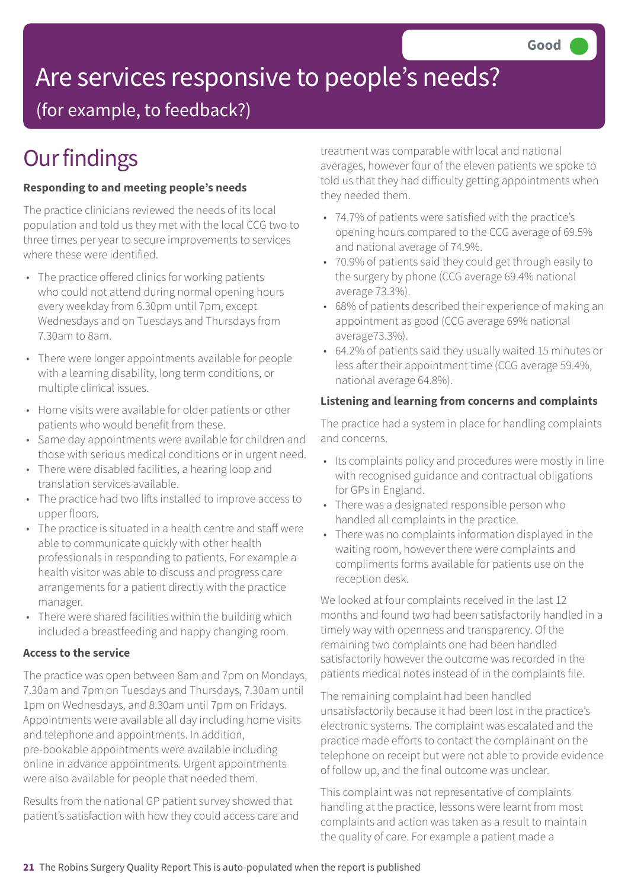Good

# Are services responsive to people's needs?

(for example, to feedback?)

## Our findings

**Responding to and meeting people's needs**

The practice clinicians reviewed the needs of its local population and told us they met with the local CCG two to three times per year to secure improvements to services where these were identified.

- The practice offered clinics for working patients who could not attend during normal opening hours every weekday from 6.30pm until 7pm, except Wednesdays and on Tuesdays and Thursdays from 7.30am to 8am.
- There were longer appointments available for people with a learning disability, long term conditions, or multiple clinical issues.
- Home visits were available for older patients or other patients who would benefit from these.
- Same day appointments were available for children and those with serious medical conditions or in urgent need.
- There were disabled facilities, a hearing loop and translation services available.
- The practice had two lifts installed to improve access to upper floors.
- The practice is situated in a health centre and staff were able to communicate quickly with other health professionals in responding to patients. For example a health visitor was able to discuss and progress care arrangements for a patient directly with the practice manager.
- There were shared facilities within the building which included a breastfeeding and nappy changing room.

**Access to the service**

The practice was open between 8am and 7pm on Mondays, 7.30am and 7pm on Tuesdays and Thursdays, 7.30am until 1pm on Wednesdays, and 8.30am until 7pm on Fridays. Appointments were available all day including home visits and telephone and appointments. In addition, pre-bookable appointments were available including online in advance appointments. Urgent appointments were also available for people that needed them.

Results from the national GP patient survey showed that patient's satisfaction with how they could access care and treatment was comparable with local and national averages, however four of the eleven patients we spoke to told us that they had difficulty getting appointments when they needed them.

- 74.7% of patients were satisfied with the practice's opening hours compared to the CCG average of 69.5% and national average of 74.9%.
- 70.9% of patients said they could get through easily to the surgery by phone (CCG average 69.4% national average 73.3%).
- 68% of patients described their experience of making an appointment as good (CCG average 69% national average73.3%).
- 64.2% of patients said they usually waited 15 minutes or less after their appointment time (CCG average 59.4%, national average 64.8%).

**Listening and learning from concerns and complaints**

The practice had a system in place for handling complaints and concerns.

- Its complaints policy and procedures were mostly in line with recognised guidance and contractual obligations for GPs in England.
- There was a designated responsible person who handled all complaints in the practice.
- There was no complaints information displayed in the waiting room, however there were complaints and compliments forms available for patients use on the reception desk.

We looked at four complaints received in the last 12 months and found two had been satisfactorily handled in a timely way with openness and transparency. Of the remaining two complaints one had been handled satisfactorily however the outcome was recorded in the patients medical notes instead of in the complaints file.

The remaining complaint had been handled unsatisfactorily because it had been lost in the practice's electronic systems. The complaint was escalated and the practice made efforts to contact the complainant on the telephone on receipt but were not able to provide evidence of follow up, and the final outcome was unclear.

This complaint was not representative of complaints handling at the practice, lessons were learnt from most complaints and action was taken as a result to maintain the quality of care. For example a patient made a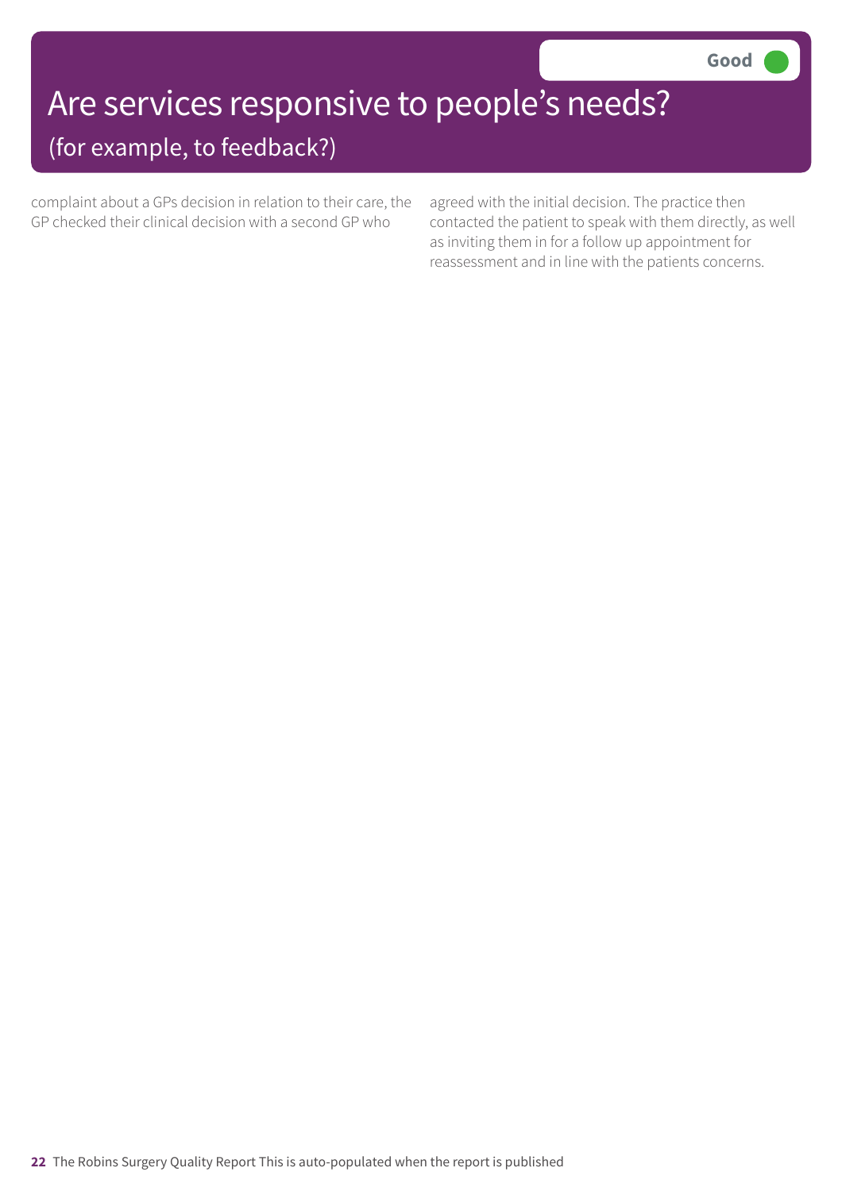# Are services responsive to people's needs?

## (for example, to feedback?)

**Good**

complaint about a GPs decision in relation to their care, the GP checked their clinical decision with a second GP who agreed with the initial decision. The practice then contacted the patient to speak with them directly, as well as inviting them in for a follow up appointment for reassessment and in line with the patients concerns.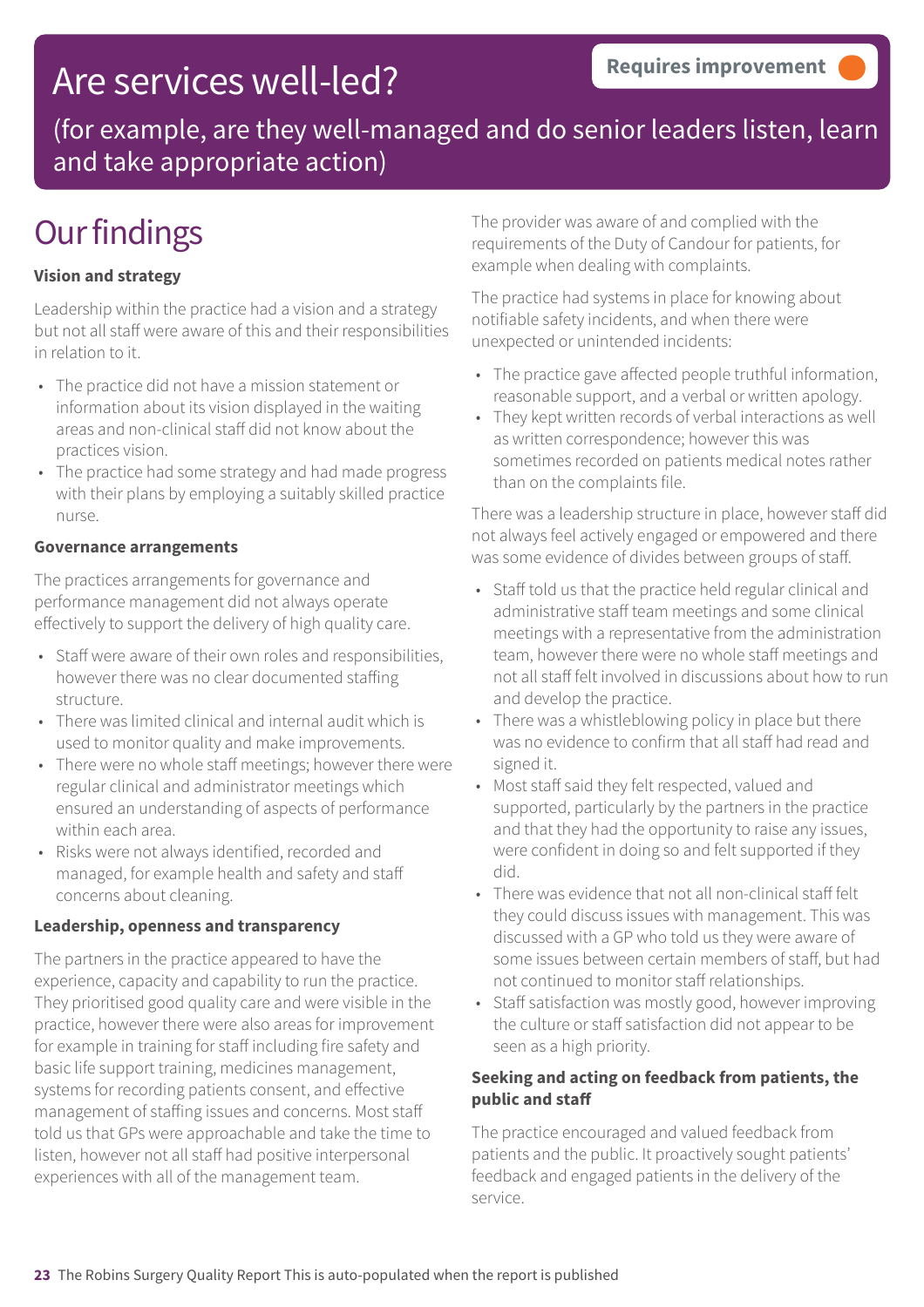# Are services well-led?

**Requires improvement**

(for example, are they well-managed and do senior leaders listen, learn and take appropriate action)

## Our findings

**Vision and strategy**

Leadership within the practice had a vision and a strategy but not all staff were aware of this and their responsibilities in relation to it.

- The practice did not have a mission statement or information about its vision displayed in the waiting areas and non-clinical staff did not know about the practices vision.
- The practice had some strategy and had made progress with their plans by employing a suitably skilled practice nurse.

**Governance arrangements**

The practices arrangements for governance and performance management did not always operate effectively to support the delivery of high quality care.

- Staff were aware of their own roles and responsibilities, however there was no clear documented staffing structure.
- There was limited clinical and internal audit which is used to monitor quality and make improvements.
- There were no whole staff meetings; however there were regular clinical and administrator meetings which ensured an understanding of aspects of performance within each area.
- Risks were not always identified, recorded and managed, for example health and safety and staff concerns about cleaning.

**Leadership, openness and transparency**

The partners in the practice appeared to have the experience, capacity and capability to run the practice. They prioritised good quality care and were visible in the practice, however there were also areas for improvement for example in training for staff including fire safety and basic life support training, medicines management, systems for recording patients consent, and effective management of staffing issues and concerns. Most staff told us that GPs were approachable and take the time to listen, however not all staff had positive interpersonal experiences with all of the management team.

The provider was aware of and complied with the requirements of the Duty of Candour for patients, for example when dealing with complaints.

The practice had systems in place for knowing about notifiable safety incidents, and when there were unexpected or unintended incidents:

- The practice gave affected people truthful information, reasonable support, and a verbal or written apology.
- They kept written records of verbal interactions as well as written correspondence; however this was sometimes recorded on patients medical notes rather than on the complaints file.

There was a leadership structure in place, however staff did not always feel actively engaged or empowered and there was some evidence of divides between groups of staff.

- Staff told us that the practice held regular clinical and administrative staff team meetings and some clinical meetings with a representative from the administration team, however there were no whole staff meetings and not all staff felt involved in discussions about how to run and develop the practice.
- There was a whistleblowing policy in place but there was no evidence to confirm that all staff had read and signed it.
- Most staff said they felt respected, valued and supported, particularly by the partners in the practice and that they had the opportunity to raise any issues, were confident in doing so and felt supported if they did.
- There was evidence that not all non-clinical staff felt they could discuss issues with management. This was discussed with a GP who told us they were aware of some issues between certain members of staff, but had not continued to monitor staff relationships.
- Staff satisfaction was mostly good, however improving the culture or staff satisfaction did not appear to be seen as a high priority.

**Seeking and acting on feedback from patients, the public and staff**

The practice encouraged and valued feedback from patients and the public. It proactively sought patients' feedback and engaged patients in the delivery of the service.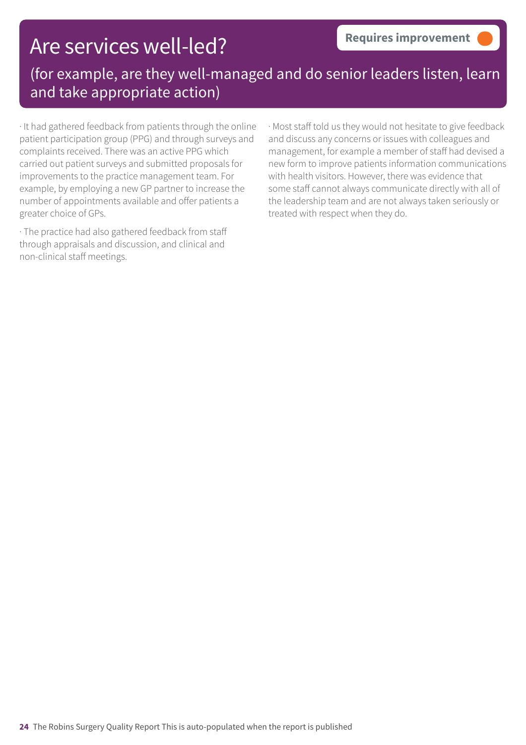# Are services well-led?

**Requires improvement**

(for example, are they well-managed and do senior leaders listen, learn and take appropriate action)

· It had gathered feedback from patients through the online patient participation group (PPG) and through surveys and complaints received. There was an active PPG which carried out patient surveys and submitted proposals for improvements to the practice management team. For example, by employing a new GP partner to increase the number of appointments available and offer patients a greater choice of GPs.

· The practice had also gathered feedback from staff through appraisals and discussion, and clinical and non-clinical staff meetings.

· Most staff told us they would not hesitate to give feedback and discuss any concerns or issues with colleagues and management, for example a member of staff had devised a new form to improve patients information communications with health visitors. However, there was evidence that some staff cannot always communicate directly with all of the leadership team and are not always taken seriously or treated with respect when they do.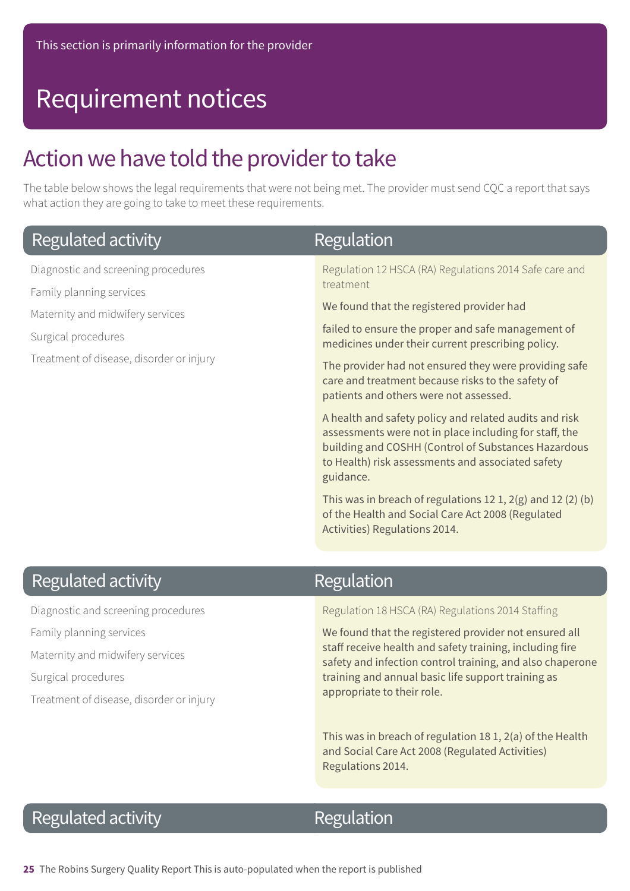This section is primarily information for the provider

# Requirement notices

## Action we have told the provider to take

The table below shows the legal requirements that were not being met. The provider must send CQC a report that says what action they are going to take to meet these requirements.

| Regulated activity | Regulation |
|---|---|
| Diagnostic and screening procedures<br>Family planning services<br>Maternity and midwifery services<br>Surgical procedures<br>Treatment of disease, disorder or injury | Regulation 12 HSCA (RA) Regulations 2014 Safe care and treatment<br><br>We found that the registered provider had<br><br>failed to ensure the proper and safe management of medicines under their current prescribing policy.<br><br>The provider had not ensured they were providing safe care and treatment because risks to the safety of patients and others were not assessed.<br><br>A health and safety policy and related audits and risk assessments were not in place including for staff, the building and COSHH (Control of Substances Hazardous to Health) risk assessments and associated safety guidance.<br><br>This was in breach of regulations 12 1, 2(g) and 12 (2) (b) of the Health and Social Care Act 2008 (Regulated Activities) Regulations 2014. |

| Regulated activity | Regulation |
|---|---|
| Diagnostic and screening procedures<br>Family planning services<br>Maternity and midwifery services<br>Surgical procedures<br>Treatment of disease, disorder or injury | Regulation 18 HSCA (RA) Regulations 2014 Staffing<br><br>We found that the registered provider not ensured all staff receive health and safety training, including fire safety and infection control training, and also chaperone training and annual basic life support training as appropriate to their role.<br><br>This was in breach of regulation 18 1, 2(a) of the Health and Social Care Act 2008 (Regulated Activities) Regulations 2014. |

| Regulated activity | Regulation |
|---|---|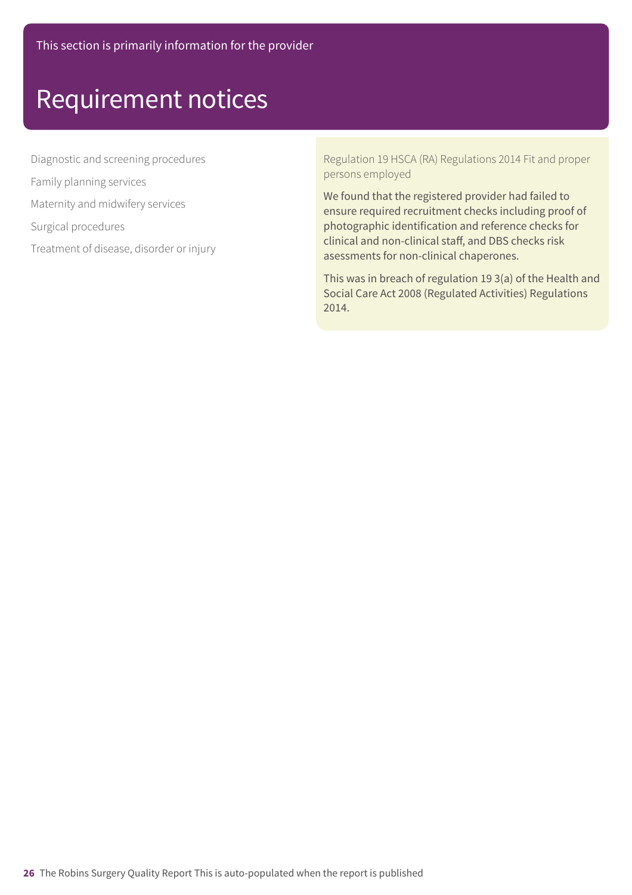This section is primarily information for the provider

# Requirement notices

| Regulated activity | Regulation |
| --- | --- |
| Diagnostic and screening procedures<br>Family planning services<br>Maternity and midwifery services<br>Surgical procedures<br>Treatment of disease, disorder or injury | Regulation 19 HSCA (RA) Regulations 2014 Fit and proper persons employed<br><br>We found that the registered provider had failed to ensure required recruitment checks including proof of photographic identification and reference checks for clinical and non-clinical staff, and DBS checks risk asesssments for non-clinical chaperones.<br><br>This was in breach of regulation 19 3(a) of the Health and Social Care Act 2008 (Regulated Activities) Regulations 2014. |